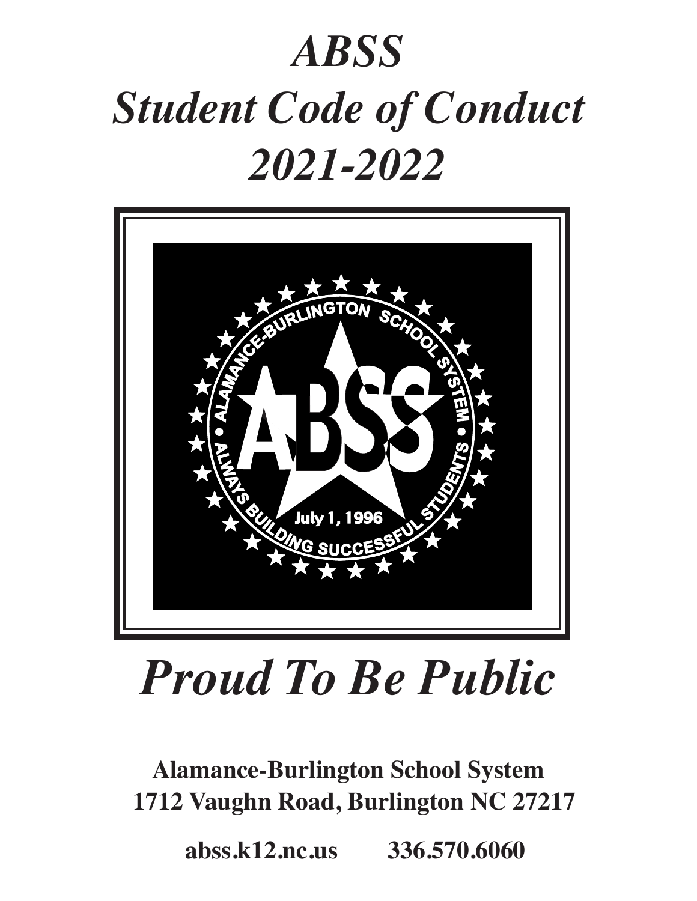# *ABSS Student Code of Conduct 2021-2022*

# *Proud To Be Public*

**Alamance-Burlington School System**
**1712 Vaughn Road, Burlington NC 27217**

**abss.k12.nc.us      336.570.6060**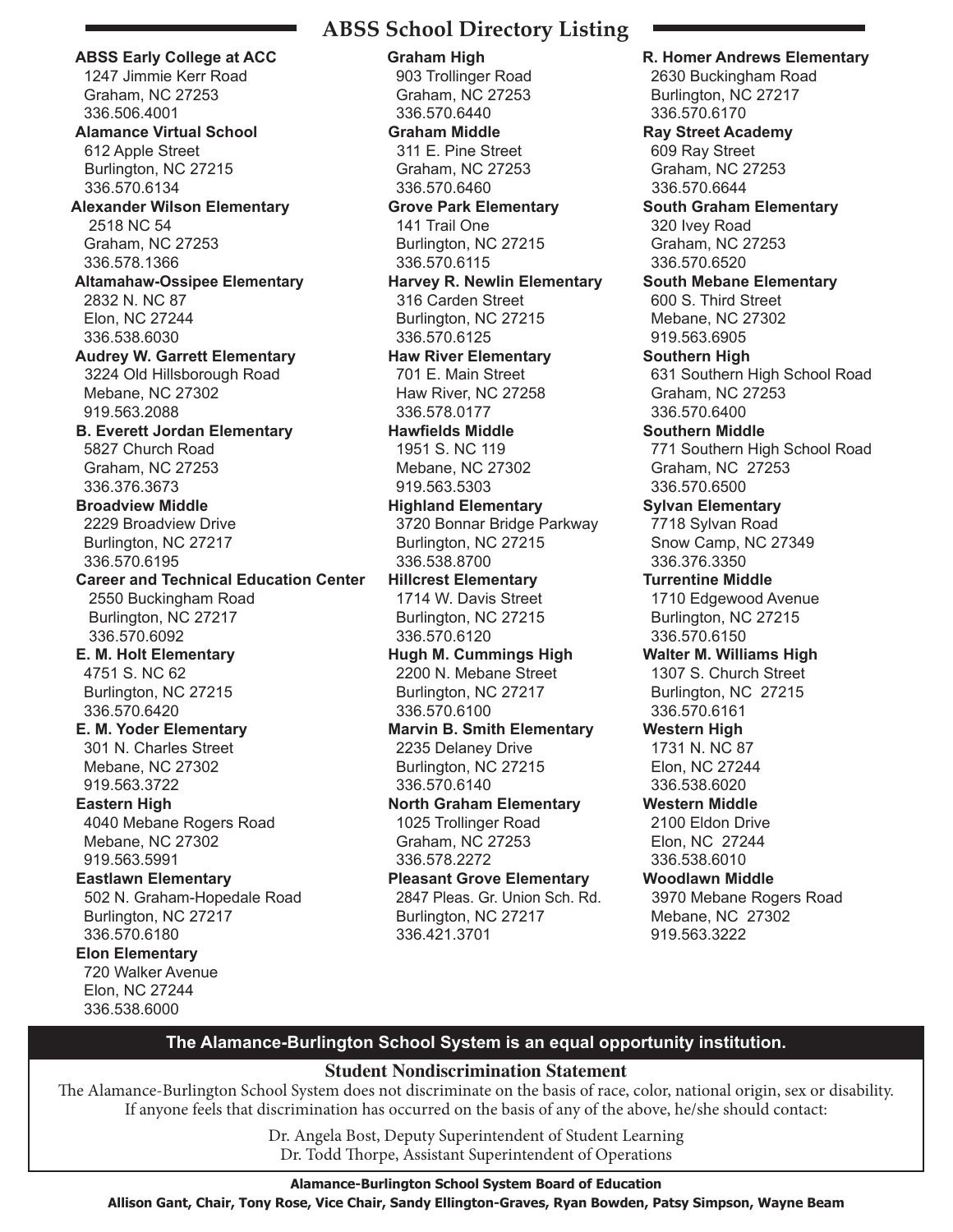# ABSS School Directory Listing

**ABSS Early College at ACC**
1247 Jimmie Kerr Road
Graham, NC 27253
336.506.4001

**Alamance Virtual School**
612 Apple Street
Burlington, NC 27215
336.570.6134

**Alexander Wilson Elementary**
2518 NC 54
Graham, NC 27253
336.578.1366

**Altamahaw-Ossipee Elementary**
2832 N. NC 87
Elon, NC 27244
336.538.6030

**Audrey W. Garrett Elementary**
3224 Old Hillsborough Road
Mebane, NC 27302
919.563.2088

**B. Everett Jordan Elementary**
5827 Church Road
Graham, NC 27253
336.376.3673

**Broadview Middle**
2229 Broadview Drive
Burlington, NC 27217
336.570.6195

**Career and Technical Education Center**
2550 Buckingham Road
Burlington, NC 27217
336.570.6092

**E. M. Holt Elementary**
4751 S. NC 62
Burlington, NC 27215
336.570.6420

**E. M. Yoder Elementary**
301 N. Charles Street
Mebane, NC 27302
919.563.3722

**Eastern High**
4040 Mebane Rogers Road
Mebane, NC 27302
919.563.5991

**Eastlawn Elementary**
502 N. Graham-Hopedale Road
Burlington, NC 27217
336.570.6180

**Elon Elementary**
720 Walker Avenue
Elon, NC 27244
336.538.6000

**Graham High**
903 Trollinger Road
Graham, NC 27253
336.570.6440

**Graham Middle**
311 E. Pine Street
Graham, NC 27253
336.570.6460

**Grove Park Elementary**
141 Trail One
Burlington, NC 27215
336.570.6115

**Harvey R. Newlin Elementary**
316 Carden Street
Burlington, NC 27215
336.570.6125

**Haw River Elementary**
701 E. Main Street
Haw River, NC 27258
336.578.0177

**Hawfields Middle**
1951 S. NC 119
Mebane, NC 27302
919.563.5303

**Highland Elementary**
3720 Bonnar Bridge Parkway
Burlington, NC 27215
336.538.8700

**Hillcrest Elementary**
1714 W. Davis Street
Burlington, NC 27215
336.570.6120

**Hugh M. Cummings High**
2200 N. Mebane Street
Burlington, NC 27217
336.570.6100

**Marvin B. Smith Elementary**
2235 Delaney Drive
Burlington, NC 27215
336.570.6140

**North Graham Elementary**
1025 Trollinger Road
Graham, NC 27253
336.578.2272

**Pleasant Grove Elementary**
2847 Pleas. Gr. Union Sch. Rd.
Burlington, NC 27217
336.421.3701

**R. Homer Andrews Elementary**
2630 Buckingham Road
Burlington, NC 27217
336.570.6170

**Ray Street Academy**
609 Ray Street
Graham, NC 27253
336.570.6644

**South Graham Elementary**
320 Ivey Road
Graham, NC 27253
336.570.6520

**South Mebane Elementary**
600 S. Third Street
Mebane, NC 27302
919.563.6905

**Southern High**
631 Southern High School Road
Graham, NC 27253
336.570.6400

**Southern Middle**
771 Southern High School Road
Graham, NC 27253
336.570.6500

**Sylvan Elementary**
7718 Sylvan Road
Snow Camp, NC 27349
336.376.3350

**Turrentine Middle**
1710 Edgewood Avenue
Burlington, NC 27215
336.570.6150

**Walter M. Williams High**
1307 S. Church Street
Burlington, NC 27215
336.570.6161

**Western High**
1731 N. NC 87
Elon, NC 27244
336.538.6020

**Western Middle**
2100 Eldon Drive
Elon, NC 27244
336.538.6010

**Woodlawn Middle**
3970 Mebane Rogers Road
Mebane, NC 27302
919.563.3222

**The Alamance-Burlington School System is an equal opportunity institution.**

### Student Nondiscrimination Statement

The Alamance-Burlington School System does not discriminate on the basis of race, color, national origin, sex or disability. If anyone feels that discrimination has occurred on the basis of any of the above, he/she should contact:

Dr. Angela Bost, Deputy Superintendent of Student Learning
Dr. Todd Thorpe, Assistant Superintendent of Operations

**Alamance-Burlington School System Board of Education**
**Allison Gant, Chair, Tony Rose, Vice Chair, Sandy Ellington-Graves, Ryan Bowden, Patsy Simpson, Wayne Beam**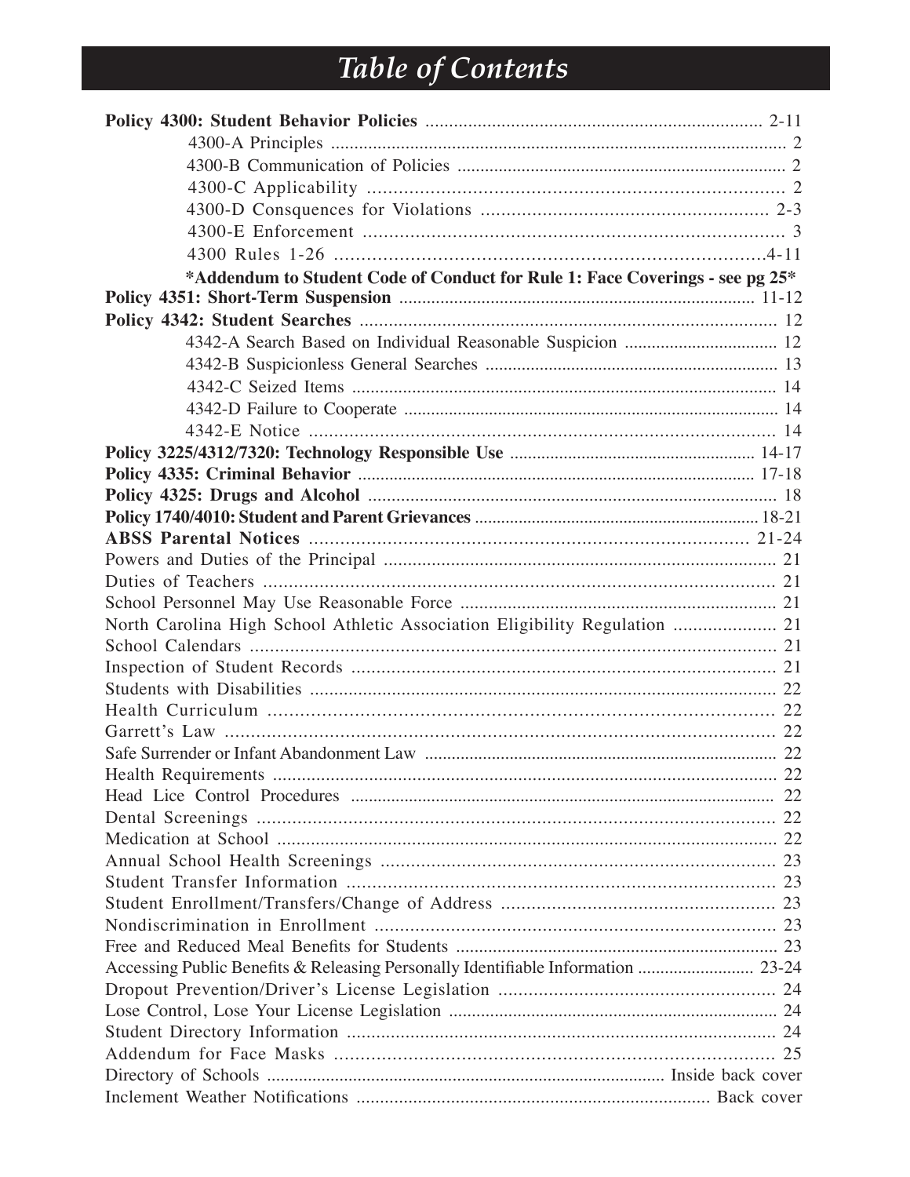# Table of Contents

**Policy 4300: Student Behavior Policies** ........................................ 2-11

- 4300-A Principles ........................................ 2
- 4300-B Communication of Policies ........................................ 2
- 4300-C Applicability ........................................ 2
- 4300-D Consquences for Violations ........................................ 2-3
- 4300-E Enforcement ........................................ 3
- 4300 Rules 1-26 ........................................ 4-11
- ***Addendum to Student Code of Conduct for Rule 1: Face Coverings - see pg 25***

**Policy 4351: Short-Term Suspension** ........................................ 11-12

**Policy 4342: Student Searches** ........................................ 12

- 4342-A Search Based on Individual Reasonable Suspicion ........................................ 12
- 4342-B Suspicionless General Searches ........................................ 13
- 4342-C Seized Items ........................................ 14
- 4342-D Failure to Cooperate ........................................ 14
- 4342-E Notice ........................................ 14

**Policy 3225/4312/7320: Technology Responsible Use** ........................................ 14-17

**Policy 4335: Criminal Behavior** ........................................ 17-18

**Policy 4325: Drugs and Alcohol** ........................................ 18

**Policy 1740/4010: Student and Parent Grievances** ........................................ 18-21

**ABSS Parental Notices** ........................................ 21-24

Powers and Duties of the Principal ........................................ 21

Duties of Teachers ........................................ 21

School Personnel May Use Reasonable Force ........................................ 21

North Carolina High School Athletic Association Eligibility Regulation ........................................ 21

School Calendars ........................................ 21

Inspection of Student Records ........................................ 21

Students with Disabilities ........................................ 22

Health Curriculum ........................................ 22

Garrett's Law ........................................ 22

Safe Surrender or Infant Abandonment Law ........................................ 22

Health Requirements ........................................ 22

Head Lice Control Procedures ........................................ 22

Dental Screenings ........................................ 22

Medication at School ........................................ 22

Annual School Health Screenings ........................................ 23

Student Transfer Information ........................................ 23

Student Enrollment/Transfers/Change of Address ........................................ 23

Nondiscrimination in Enrollment ........................................ 23

Free and Reduced Meal Benefits for Students ........................................ 23

Accessing Public Benefits & Releasing Personally Identifiable Information ........................................ 23-24

Dropout Prevention/Driver's License Legislation ........................................ 24

Lose Control, Lose Your License Legislation ........................................ 24

Student Directory Information ........................................ 24

Addendum for Face Masks ........................................ 25

Directory of Schools ........................................ Inside back cover

Inclement Weather Notifications ........................................ Back cover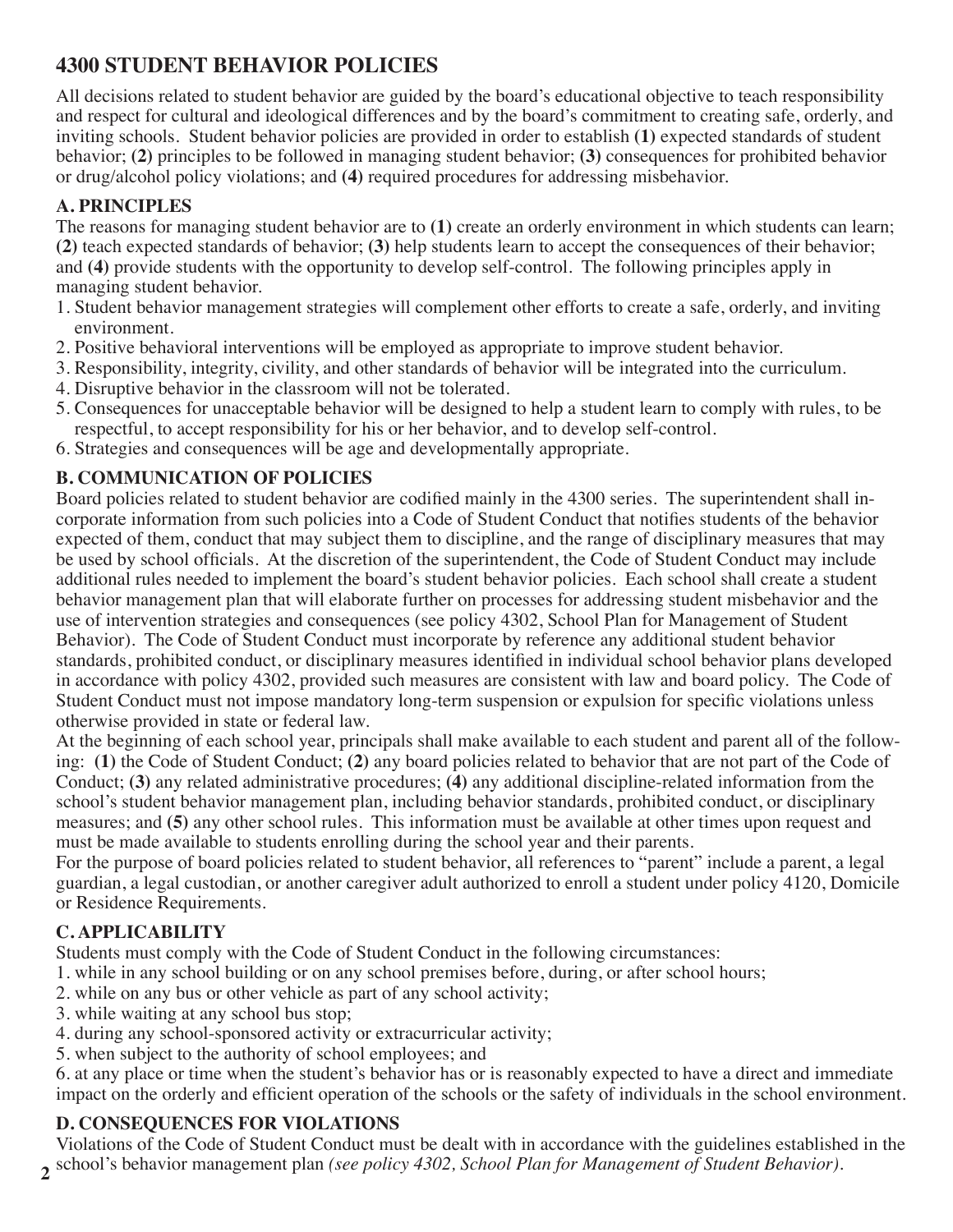# 4300 STUDENT BEHAVIOR POLICIES

All decisions related to student behavior are guided by the board's educational objective to teach responsibility and respect for cultural and ideological differences and by the board's commitment to creating safe, orderly, and inviting schools. Student behavior policies are provided in order to establish **(1)** expected standards of student behavior; **(2)** principles to be followed in managing student behavior; **(3)** consequences for prohibited behavior or drug/alcohol policy violations; and **(4)** required procedures for addressing misbehavior.

## A. PRINCIPLES

The reasons for managing student behavior are to **(1)** create an orderly environment in which students can learn; **(2)** teach expected standards of behavior; **(3)** help students learn to accept the consequences of their behavior; and **(4)** provide students with the opportunity to develop self-control. The following principles apply in managing student behavior.

1. Student behavior management strategies will complement other efforts to create a safe, orderly, and inviting environment.
2. Positive behavioral interventions will be employed as appropriate to improve student behavior.
3. Responsibility, integrity, civility, and other standards of behavior will be integrated into the curriculum.
4. Disruptive behavior in the classroom will not be tolerated.
5. Consequences for unacceptable behavior will be designed to help a student learn to comply with rules, to be respectful, to accept responsibility for his or her behavior, and to develop self-control.
6. Strategies and consequences will be age and developmentally appropriate.

## B. COMMUNICATION OF POLICIES

Board policies related to student behavior are codified mainly in the 4300 series. The superintendent shall incorporate information from such policies into a Code of Student Conduct that notifies students of the behavior expected of them, conduct that may subject them to discipline, and the range of disciplinary measures that may be used by school officials. At the discretion of the superintendent, the Code of Student Conduct may include additional rules needed to implement the board's student behavior policies. Each school shall create a student behavior management plan that will elaborate further on processes for addressing student misbehavior and the use of intervention strategies and consequences (see policy 4302, School Plan for Management of Student Behavior). The Code of Student Conduct must incorporate by reference any additional student behavior standards, prohibited conduct, or disciplinary measures identified in individual school behavior plans developed in accordance with policy 4302, provided such measures are consistent with law and board policy. The Code of Student Conduct must not impose mandatory long-term suspension or expulsion for specific violations unless otherwise provided in state or federal law.

At the beginning of each school year, principals shall make available to each student and parent all of the following: **(1)** the Code of Student Conduct; **(2)** any board policies related to behavior that are not part of the Code of Conduct; **(3)** any related administrative procedures; **(4)** any additional discipline-related information from the school's student behavior management plan, including behavior standards, prohibited conduct, or disciplinary measures; and **(5)** any other school rules. This information must be available at other times upon request and must be made available to students enrolling during the school year and their parents.

For the purpose of board policies related to student behavior, all references to "parent" include a parent, a legal guardian, a legal custodian, or another caregiver adult authorized to enroll a student under policy 4120, Domicile or Residence Requirements.

## C. APPLICABILITY

Students must comply with the Code of Student Conduct in the following circumstances:

1. while in any school building or on any school premises before, during, or after school hours;
2. while on any bus or other vehicle as part of any school activity;
3. while waiting at any school bus stop;
4. during any school-sponsored activity or extracurricular activity;
5. when subject to the authority of school employees; and
6. at any place or time when the student's behavior has or is reasonably expected to have a direct and immediate impact on the orderly and efficient operation of the schools or the safety of individuals in the school environment.

## D. CONSEQUENCES FOR VIOLATIONS

Violations of the Code of Student Conduct must be dealt with in accordance with the guidelines established in the school's behavior management plan *(see policy 4302, School Plan for Management of Student Behavior).*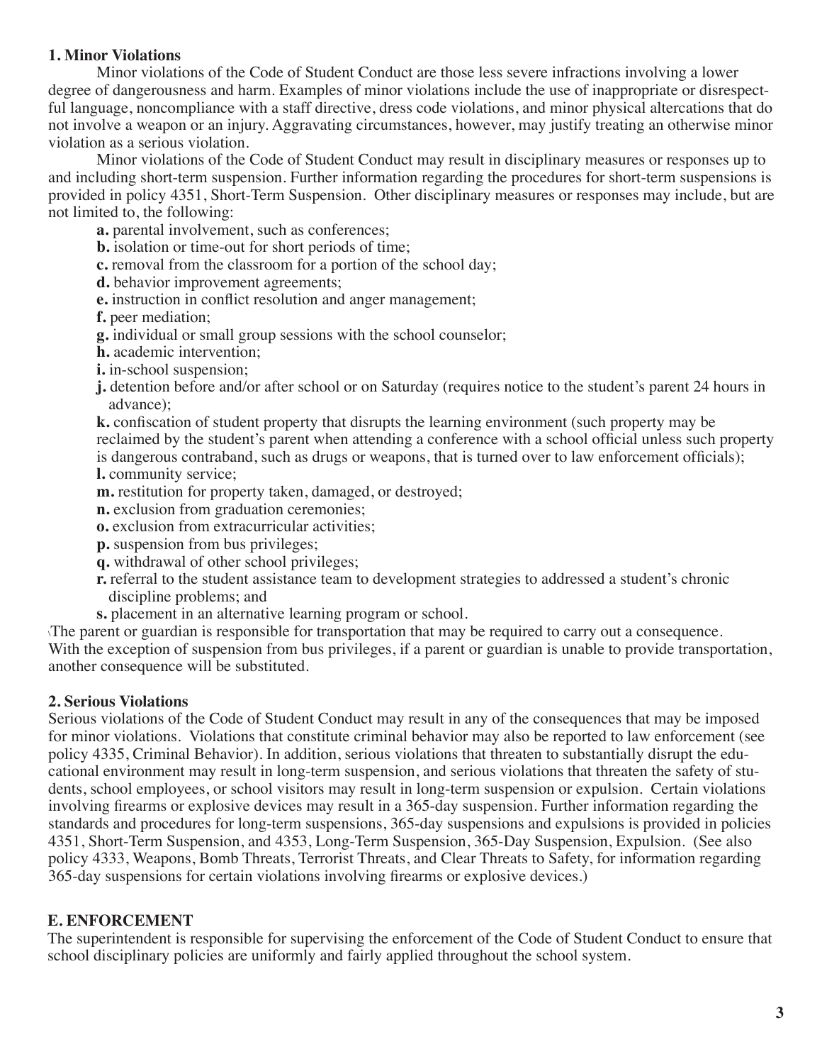### 1. Minor Violations

Minor violations of the Code of Student Conduct are those less severe infractions involving a lower degree of dangerousness and harm. Examples of minor violations include the use of inappropriate or disrespectful language, noncompliance with a staff directive, dress code violations, and minor physical altercations that do not involve a weapon or an injury. Aggravating circumstances, however, may justify treating an otherwise minor violation as a serious violation.

Minor violations of the Code of Student Conduct may result in disciplinary measures or responses up to and including short-term suspension. Further information regarding the procedures for short-term suspensions is provided in policy 4351, Short-Term Suspension. Other disciplinary measures or responses may include, but are not limited to, the following:

**a.** parental involvement, such as conferences;
**b.** isolation or time-out for short periods of time;
**c.** removal from the classroom for a portion of the school day;
**d.** behavior improvement agreements;
**e.** instruction in conflict resolution and anger management;
**f.** peer mediation;
**g.** individual or small group sessions with the school counselor;
**h.** academic intervention;
**i.** in-school suspension;
**j.** detention before and/or after school or on Saturday (requires notice to the student's parent 24 hours in advance);
**k.** confiscation of student property that disrupts the learning environment (such property may be reclaimed by the student's parent when attending a conference with a school official unless such property is dangerous contraband, such as drugs or weapons, that is turned over to law enforcement officials);
**l.** community service;
**m.** restitution for property taken, damaged, or destroyed;
**n.** exclusion from graduation ceremonies;
**o.** exclusion from extracurricular activities;
**p.** suspension from bus privileges;
**q.** withdrawal of other school privileges;
**r.** referral to the student assistance team to development strategies to addressed a student's chronic discipline problems; and
**s.** placement in an alternative learning program or school.

The parent or guardian is responsible for transportation that may be required to carry out a consequence. With the exception of suspension from bus privileges, if a parent or guardian is unable to provide transportation, another consequence will be substituted.

### 2. Serious Violations

Serious violations of the Code of Student Conduct may result in any of the consequences that may be imposed for minor violations. Violations that constitute criminal behavior may also be reported to law enforcement (see policy 4335, Criminal Behavior). In addition, serious violations that threaten to substantially disrupt the educational environment may result in long-term suspension, and serious violations that threaten the safety of students, school employees, or school visitors may result in long-term suspension or expulsion. Certain violations involving firearms or explosive devices may result in a 365-day suspension. Further information regarding the standards and procedures for long-term suspensions, 365-day suspensions and expulsions is provided in policies 4351, Short-Term Suspension, and 4353, Long-Term Suspension, 365-Day Suspension, Expulsion. (See also policy 4333, Weapons, Bomb Threats, Terrorist Threats, and Clear Threats to Safety, for information regarding 365-day suspensions for certain violations involving firearms or explosive devices.)

## E. ENFORCEMENT

The superintendent is responsible for supervising the enforcement of the Code of Student Conduct to ensure that school disciplinary policies are uniformly and fairly applied throughout the school system.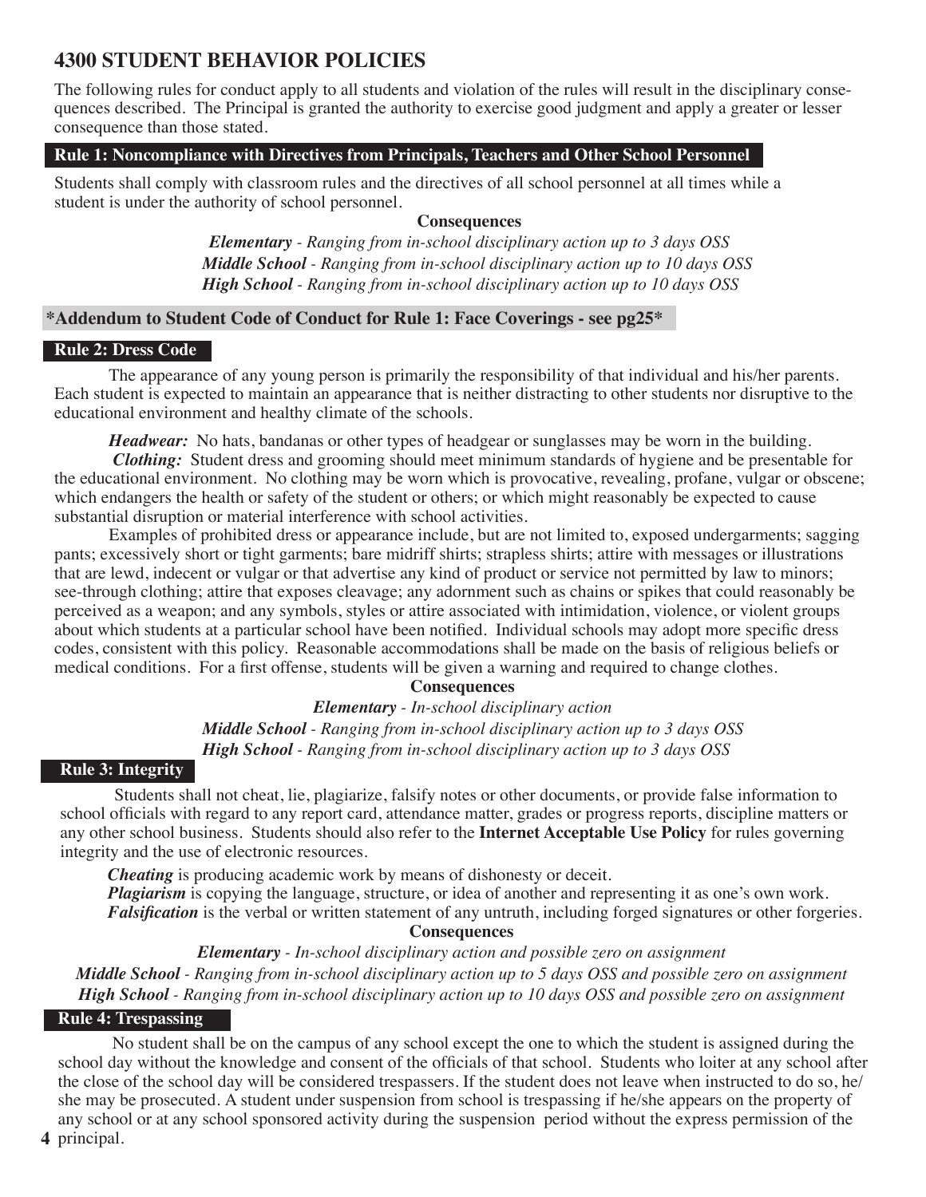# 4300 STUDENT BEHAVIOR POLICIES

The following rules for conduct apply to all students and violation of the rules will result in the disciplinary consequences described. The Principal is granted the authority to exercise good judgment and apply a greater or lesser consequence than those stated.

## Rule 1: Noncompliance with Directives from Principals, Teachers and Other School Personnel

Students shall comply with classroom rules and the directives of all school personnel at all times while a student is under the authority of school personnel.

**Consequences**

***Elementary*** *- Ranging from in-school disciplinary action up to 3 days OSS*
***Middle School*** *- Ranging from in-school disciplinary action up to 10 days OSS*
***High School*** *- Ranging from in-school disciplinary action up to 10 days OSS*

**\*Addendum to Student Code of Conduct for Rule 1: Face Coverings - see pg25\***

## Rule 2: Dress Code

The appearance of any young person is primarily the responsibility of that individual and his/her parents. Each student is expected to maintain an appearance that is neither distracting to other students nor disruptive to the educational environment and healthy climate of the schools.

***Headwear:*** No hats, bandanas or other types of headgear or sunglasses may be worn in the building.

***Clothing:*** Student dress and grooming should meet minimum standards of hygiene and be presentable for the educational environment. No clothing may be worn which is provocative, revealing, profane, vulgar or obscene; which endangers the health or safety of the student or others; or which might reasonably be expected to cause substantial disruption or material interference with school activities.

Examples of prohibited dress or appearance include, but are not limited to, exposed undergarments; sagging pants; excessively short or tight garments; bare midriff shirts; strapless shirts; attire with messages or illustrations that are lewd, indecent or vulgar or that advertise any kind of product or service not permitted by law to minors; see-through clothing; attire that exposes cleavage; any adornment such as chains or spikes that could reasonably be perceived as a weapon; and any symbols, styles or attire associated with intimidation, violence, or violent groups about which students at a particular school have been notified. Individual schools may adopt more specific dress codes, consistent with this policy. Reasonable accommodations shall be made on the basis of religious beliefs or medical conditions. For a first offense, students will be given a warning and required to change clothes.

**Consequences**

***Elementary*** *- In-school disciplinary action*
***Middle School*** *- Ranging from in-school disciplinary action up to 3 days OSS*
***High School*** *- Ranging from in-school disciplinary action up to 3 days OSS*

## Rule 3: Integrity

Students shall not cheat, lie, plagiarize, falsify notes or other documents, or provide false information to school officials with regard to any report card, attendance matter, grades or progress reports, discipline matters or any other school business. Students should also refer to the **Internet Acceptable Use Policy** for rules governing integrity and the use of electronic resources.

***Cheating*** is producing academic work by means of dishonesty or deceit.
***Plagiarism*** is copying the language, structure, or idea of another and representing it as one's own work.
***Falsification*** is the verbal or written statement of any untruth, including forged signatures or other forgeries.

**Consequences**

***Elementary*** *- In-school disciplinary action and possible zero on assignment*
***Middle School*** *- Ranging from in-school disciplinary action up to 5 days OSS and possible zero on assignment*
***High School*** *- Ranging from in-school disciplinary action up to 10 days OSS and possible zero on assignment*

## Rule 4: Trespassing

No student shall be on the campus of any school except the one to which the student is assigned during the school day without the knowledge and consent of the officials of that school. Students who loiter at any school after the close of the school day will be considered trespassers. If the student does not leave when instructed to do so, he/she may be prosecuted. A student under suspension from school is trespassing if he/she appears on the property of any school or at any school sponsored activity during the suspension period without the express permission of the principal.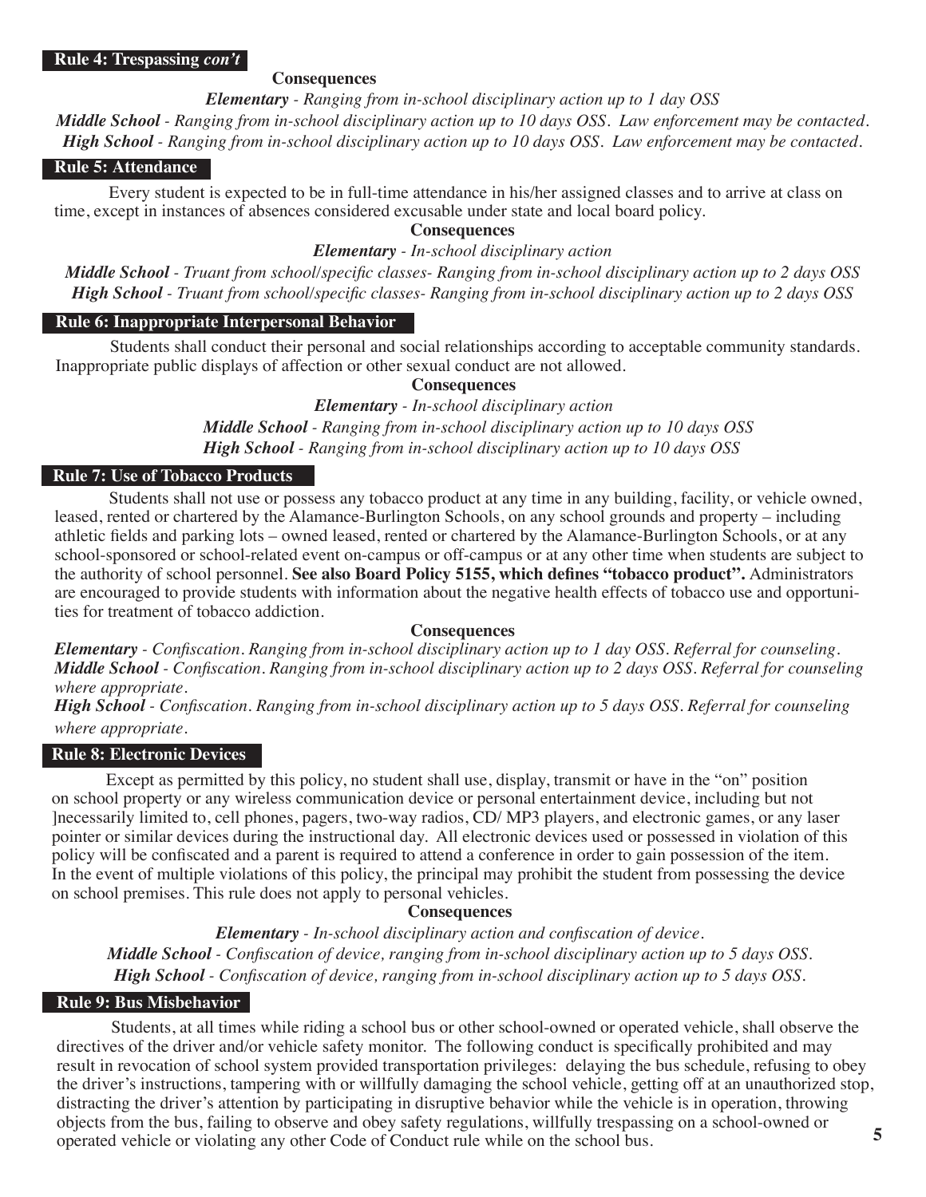### Rule 4: Trespassing *con't*

**Consequences**

***Elementary*** *- Ranging from in-school disciplinary action up to 1 day OSS*

***Middle School*** *- Ranging from in-school disciplinary action up to 10 days OSS. Law enforcement may be contacted.*

***High School*** *- Ranging from in-school disciplinary action up to 10 days OSS. Law enforcement may be contacted.*

### Rule 5: Attendance

Every student is expected to be in full-time attendance in his/her assigned classes and to arrive at class on time, except in instances of absences considered excusable under state and local board policy.

**Consequences**

***Elementary*** *- In-school disciplinary action*

***Middle School*** *- Truant from school/specific classes- Ranging from in-school disciplinary action up to 2 days OSS*

***High School*** *- Truant from school/specific classes- Ranging from in-school disciplinary action up to 2 days OSS*

### Rule 6: Inappropriate Interpersonal Behavior

Students shall conduct their personal and social relationships according to acceptable community standards. Inappropriate public displays of affection or other sexual conduct are not allowed.

**Consequences**

***Elementary*** *- In-school disciplinary action*

***Middle School*** *- Ranging from in-school disciplinary action up to 10 days OSS*

***High School*** *- Ranging from in-school disciplinary action up to 10 days OSS*

### Rule 7: Use of Tobacco Products

Students shall not use or possess any tobacco product at any time in any building, facility, or vehicle owned, leased, rented or chartered by the Alamance-Burlington Schools, on any school grounds and property – including athletic fields and parking lots – owned leased, rented or chartered by the Alamance-Burlington Schools, or at any school-sponsored or school-related event on-campus or off-campus or at any other time when students are subject to the authority of school personnel. **See also Board Policy 5155, which defines "tobacco product".** Administrators are encouraged to provide students with information about the negative health effects of tobacco use and opportunities for treatment of tobacco addiction.

**Consequences**

***Elementary*** *- Confiscation. Ranging from in-school disciplinary action up to 1 day OSS. Referral for counseling.*

***Middle School*** *- Confiscation. Ranging from in-school disciplinary action up to 2 days OSS. Referral for counseling where appropriate.*

***High School*** *- Confiscation. Ranging from in-school disciplinary action up to 5 days OSS. Referral for counseling where appropriate.*

### Rule 8: Electronic Devices

Except as permitted by this policy, no student shall use, display, transmit or have in the "on" position on school property or any wireless communication device or personal entertainment device, including but not ]necessarily limited to, cell phones, pagers, two-way radios, CD/ MP3 players, and electronic games, or any laser pointer or similar devices during the instructional day. All electronic devices used or possessed in violation of this policy will be confiscated and a parent is required to attend a conference in order to gain possession of the item. In the event of multiple violations of this policy, the principal may prohibit the student from possessing the device on school premises. This rule does not apply to personal vehicles.

**Consequences**

***Elementary*** *- In-school disciplinary action and confiscation of device.*

***Middle School*** *- Confiscation of device, ranging from in-school disciplinary action up to 5 days OSS.*

***High School*** *- Confiscation of device, ranging from in-school disciplinary action up to 5 days OSS.*

### Rule 9: Bus Misbehavior

Students, at all times while riding a school bus or other school-owned or operated vehicle, shall observe the directives of the driver and/or vehicle safety monitor. The following conduct is specifically prohibited and may result in revocation of school system provided transportation privileges: delaying the bus schedule, refusing to obey the driver's instructions, tampering with or willfully damaging the school vehicle, getting off at an unauthorized stop, distracting the driver's attention by participating in disruptive behavior while the vehicle is in operation, throwing objects from the bus, failing to observe and obey safety regulations, willfully trespassing on a school-owned or operated vehicle or violating any other Code of Conduct rule while on the school bus.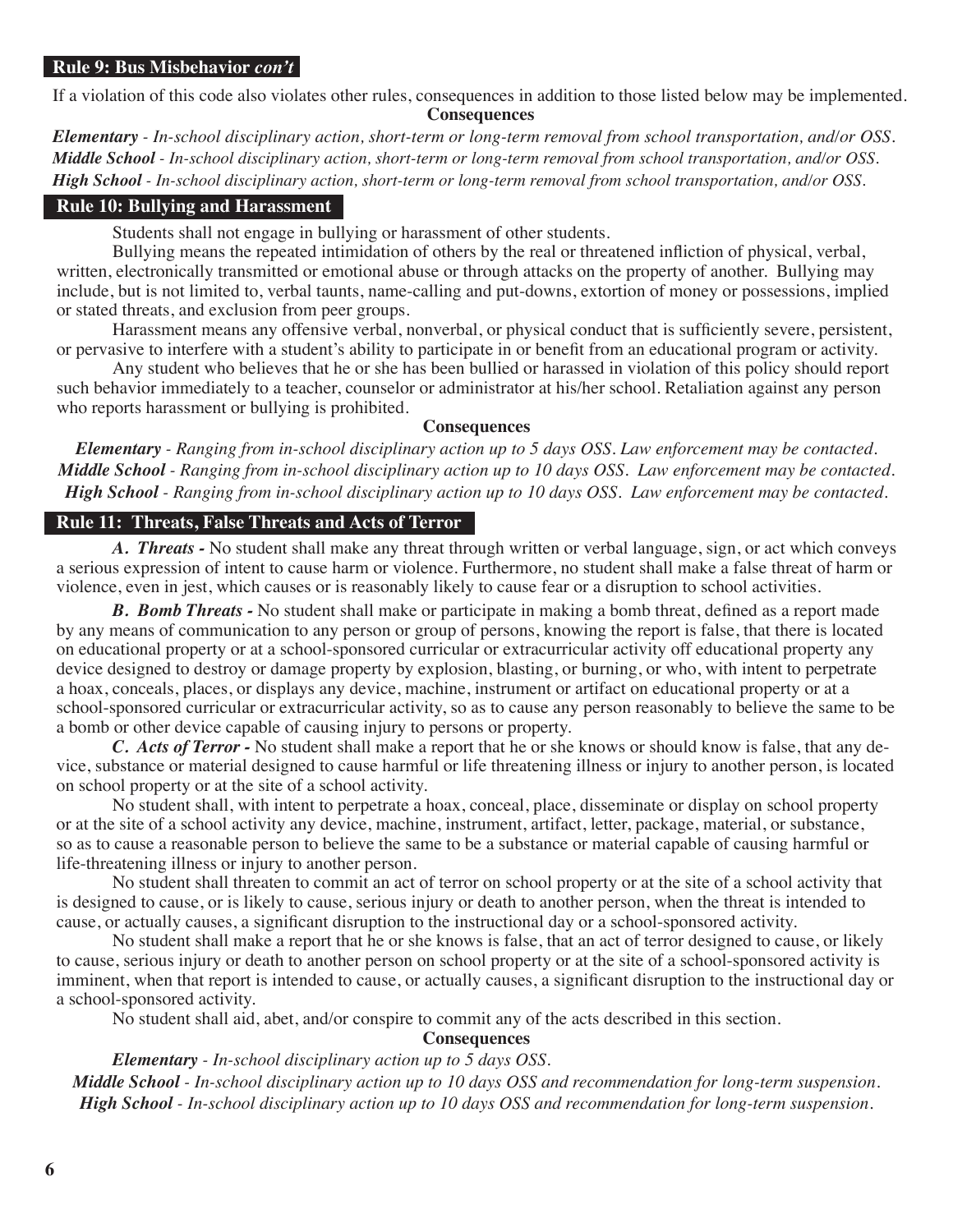## Rule 9: Bus Misbehavior *con't*

If a violation of this code also violates other rules, consequences in addition to those listed below may be implemented.

**Consequences**

***Elementary*** *- In-school disciplinary action, short-term or long-term removal from school transportation, and/or OSS.*

***Middle School*** *- In-school disciplinary action, short-term or long-term removal from school transportation, and/or OSS.*

***High School*** *- In-school disciplinary action, short-term or long-term removal from school transportation, and/or OSS.*

## Rule 10: Bullying and Harassment

Students shall not engage in bullying or harassment of other students.

Bullying means the repeated intimidation of others by the real or threatened infliction of physical, verbal, written, electronically transmitted or emotional abuse or through attacks on the property of another. Bullying may include, but is not limited to, verbal taunts, name-calling and put-downs, extortion of money or possessions, implied or stated threats, and exclusion from peer groups.

Harassment means any offensive verbal, nonverbal, or physical conduct that is sufficiently severe, persistent, or pervasive to interfere with a student's ability to participate in or benefit from an educational program or activity.

Any student who believes that he or she has been bullied or harassed in violation of this policy should report such behavior immediately to a teacher, counselor or administrator at his/her school. Retaliation against any person who reports harassment or bullying is prohibited.

**Consequences**

***Elementary*** *- Ranging from in-school disciplinary action up to 5 days OSS. Law enforcement may be contacted.*

***Middle School*** *- Ranging from in-school disciplinary action up to 10 days OSS. Law enforcement may be contacted.*

***High School*** *- Ranging from in-school disciplinary action up to 10 days OSS. Law enforcement may be contacted.*

## Rule 11: Threats, False Threats and Acts of Terror

***A. Threats -*** No student shall make any threat through written or verbal language, sign, or act which conveys a serious expression of intent to cause harm or violence. Furthermore, no student shall make a false threat of harm or violence, even in jest, which causes or is reasonably likely to cause fear or a disruption to school activities.

***B. Bomb Threats -*** No student shall make or participate in making a bomb threat, defined as a report made by any means of communication to any person or group of persons, knowing the report is false, that there is located on educational property or at a school-sponsored curricular or extracurricular activity off educational property any device designed to destroy or damage property by explosion, blasting, or burning, or who, with intent to perpetrate a hoax, conceals, places, or displays any device, machine, instrument or artifact on educational property or at a school-sponsored curricular or extracurricular activity, so as to cause any person reasonably to believe the same to be a bomb or other device capable of causing injury to persons or property.

***C. Acts of Terror -*** No student shall make a report that he or she knows or should know is false, that any device, substance or material designed to cause harmful or life threatening illness or injury to another person, is located on school property or at the site of a school activity.

No student shall, with intent to perpetrate a hoax, conceal, place, disseminate or display on school property or at the site of a school activity any device, machine, instrument, artifact, letter, package, material, or substance, so as to cause a reasonable person to believe the same to be a substance or material capable of causing harmful or life-threatening illness or injury to another person.

No student shall threaten to commit an act of terror on school property or at the site of a school activity that is designed to cause, or is likely to cause, serious injury or death to another person, when the threat is intended to cause, or actually causes, a significant disruption to the instructional day or a school-sponsored activity.

No student shall make a report that he or she knows is false, that an act of terror designed to cause, or likely to cause, serious injury or death to another person on school property or at the site of a school-sponsored activity is imminent, when that report is intended to cause, or actually causes, a significant disruption to the instructional day or a school-sponsored activity.

No student shall aid, abet, and/or conspire to commit any of the acts described in this section.

**Consequences**

***Elementary*** *- In-school disciplinary action up to 5 days OSS.*

***Middle School*** *- In-school disciplinary action up to 10 days OSS and recommendation for long-term suspension.*

***High School*** *- In-school disciplinary action up to 10 days OSS and recommendation for long-term suspension.*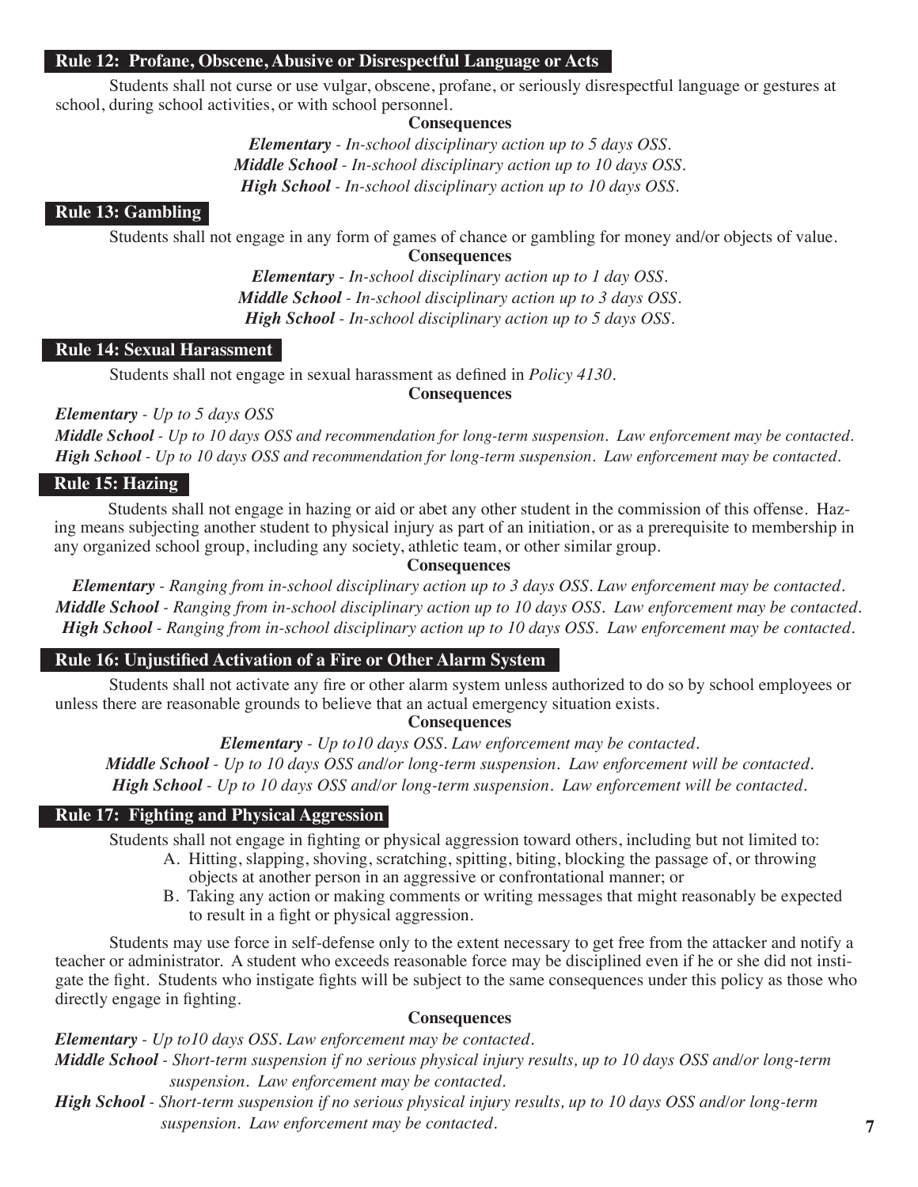## Rule 12: Profane, Obscene, Abusive or Disrespectful Language or Acts

Students shall not curse or use vulgar, obscene, profane, or seriously disrespectful language or gestures at school, during school activities, or with school personnel.

**Consequences**

***Elementary*** *- In-school disciplinary action up to 5 days OSS.*
***Middle School*** *- In-school disciplinary action up to 10 days OSS.*
***High School*** *- In-school disciplinary action up to 10 days OSS.*

## Rule 13: Gambling

Students shall not engage in any form of games of chance or gambling for money and/or objects of value.

**Consequences**

***Elementary*** *- In-school disciplinary action up to 1 day OSS.*
***Middle School*** *- In-school disciplinary action up to 3 days OSS.*
***High School*** *- In-school disciplinary action up to 5 days OSS.*

## Rule 14: Sexual Harassment

Students shall not engage in sexual harassment as defined in *Policy 4130*.

**Consequences**

***Elementary*** *- Up to 5 days OSS*
***Middle School*** *- Up to 10 days OSS and recommendation for long-term suspension. Law enforcement may be contacted.*
***High School*** *- Up to 10 days OSS and recommendation for long-term suspension. Law enforcement may be contacted.*

## Rule 15: Hazing

Students shall not engage in hazing or aid or abet any other student in the commission of this offense. Hazing means subjecting another student to physical injury as part of an initiation, or as a prerequisite to membership in any organized school group, including any society, athletic team, or other similar group.

**Consequences**

***Elementary*** *- Ranging from in-school disciplinary action up to 3 days OSS. Law enforcement may be contacted.*
***Middle School*** *- Ranging from in-school disciplinary action up to 10 days OSS. Law enforcement may be contacted.*
***High School*** *- Ranging from in-school disciplinary action up to 10 days OSS. Law enforcement may be contacted.*

## Rule 16: Unjustified Activation of a Fire or Other Alarm System

Students shall not activate any fire or other alarm system unless authorized to do so by school employees or unless there are reasonable grounds to believe that an actual emergency situation exists.

**Consequences**

***Elementary*** *- Up to10 days OSS. Law enforcement may be contacted.*
***Middle School*** *- Up to 10 days OSS and/or long-term suspension. Law enforcement will be contacted.*
***High School*** *- Up to 10 days OSS and/or long-term suspension. Law enforcement will be contacted.*

## Rule 17: Fighting and Physical Aggression

Students shall not engage in fighting or physical aggression toward others, including but not limited to:

A. Hitting, slapping, shoving, scratching, spitting, biting, blocking the passage of, or throwing objects at another person in an aggressive or confrontational manner; or
B. Taking any action or making comments or writing messages that might reasonably be expected to result in a fight or physical aggression.

Students may use force in self-defense only to the extent necessary to get free from the attacker and notify a teacher or administrator. A student who exceeds reasonable force may be disciplined even if he or she did not instigate the fight. Students who instigate fights will be subject to the same consequences under this policy as those who directly engage in fighting.

**Consequences**

***Elementary*** *- Up to10 days OSS. Law enforcement may be contacted.*
***Middle School*** *- Short-term suspension if no serious physical injury results, up to 10 days OSS and/or long-term suspension. Law enforcement may be contacted.*
***High School*** *- Short-term suspension if no serious physical injury results, up to 10 days OSS and/or long-term suspension. Law enforcement may be contacted.*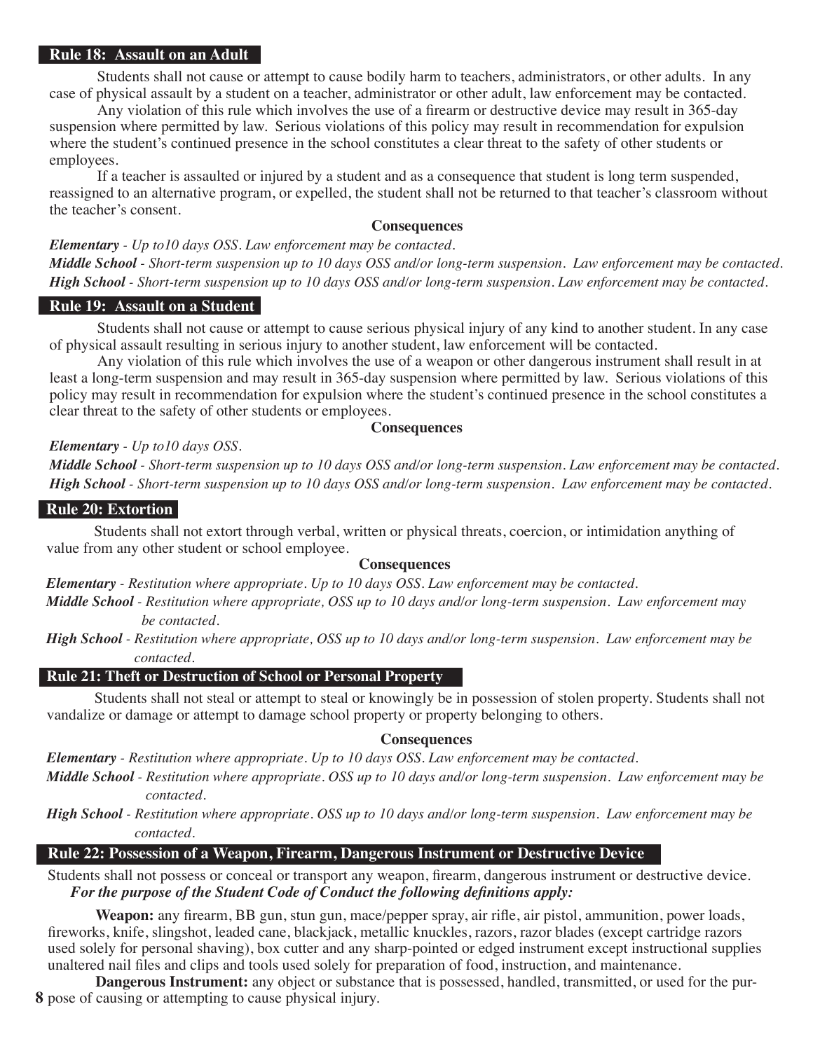## Rule 18: Assault on an Adult

Students shall not cause or attempt to cause bodily harm to teachers, administrators, or other adults. In any case of physical assault by a student on a teacher, administrator or other adult, law enforcement may be contacted.

Any violation of this rule which involves the use of a firearm or destructive device may result in 365-day suspension where permitted by law. Serious violations of this policy may result in recommendation for expulsion where the student's continued presence in the school constitutes a clear threat to the safety of other students or employees.

If a teacher is assaulted or injured by a student and as a consequence that student is long term suspended, reassigned to an alternative program, or expelled, the student shall not be returned to that teacher's classroom without the teacher's consent.

**Consequences**

***Elementary*** *- Up to10 days OSS. Law enforcement may be contacted.*

***Middle School*** *- Short-term suspension up to 10 days OSS and/or long-term suspension. Law enforcement may be contacted.*

***High School*** *- Short-term suspension up to 10 days OSS and/or long-term suspension. Law enforcement may be contacted.*

## Rule 19: Assault on a Student

Students shall not cause or attempt to cause serious physical injury of any kind to another student. In any case of physical assault resulting in serious injury to another student, law enforcement will be contacted.

Any violation of this rule which involves the use of a weapon or other dangerous instrument shall result in at least a long-term suspension and may result in 365-day suspension where permitted by law. Serious violations of this policy may result in recommendation for expulsion where the student's continued presence in the school constitutes a clear threat to the safety of other students or employees.

**Consequences**

***Elementary*** *- Up to10 days OSS.*

***Middle School*** *- Short-term suspension up to 10 days OSS and/or long-term suspension. Law enforcement may be contacted.*

***High School*** *- Short-term suspension up to 10 days OSS and/or long-term suspension. Law enforcement may be contacted.*

## Rule 20: Extortion

Students shall not extort through verbal, written or physical threats, coercion, or intimidation anything of value from any other student or school employee.

**Consequences**

***Elementary*** *- Restitution where appropriate. Up to 10 days OSS. Law enforcement may be contacted.*

***Middle School*** *- Restitution where appropriate, OSS up to 10 days and/or long-term suspension. Law enforcement may be contacted.*

***High School*** *- Restitution where appropriate, OSS up to 10 days and/or long-term suspension. Law enforcement may be contacted.*

## Rule 21: Theft or Destruction of School or Personal Property

Students shall not steal or attempt to steal or knowingly be in possession of stolen property. Students shall not vandalize or damage or attempt to damage school property or property belonging to others.

**Consequences**

***Elementary*** *- Restitution where appropriate. Up to 10 days OSS. Law enforcement may be contacted.*

***Middle School*** *- Restitution where appropriate. OSS up to 10 days and/or long-term suspension. Law enforcement may be contacted.*

***High School*** *- Restitution where appropriate. OSS up to 10 days and/or long-term suspension. Law enforcement may be contacted.*

## Rule 22: Possession of a Weapon, Firearm, Dangerous Instrument or Destructive Device

Students shall not possess or conceal or transport any weapon, firearm, dangerous instrument or destructive device.

***For the purpose of the Student Code of Conduct the following definitions apply:***

**Weapon:** any firearm, BB gun, stun gun, mace/pepper spray, air rifle, air pistol, ammunition, power loads, fireworks, knife, slingshot, leaded cane, blackjack, metallic knuckles, razors, razor blades (except cartridge razors used solely for personal shaving), box cutter and any sharp-pointed or edged instrument except instructional supplies unaltered nail files and clips and tools used solely for preparation of food, instruction, and maintenance.

**Dangerous Instrument:** any object or substance that is possessed, handled, transmitted, or used for the purpose of causing or attempting to cause physical injury.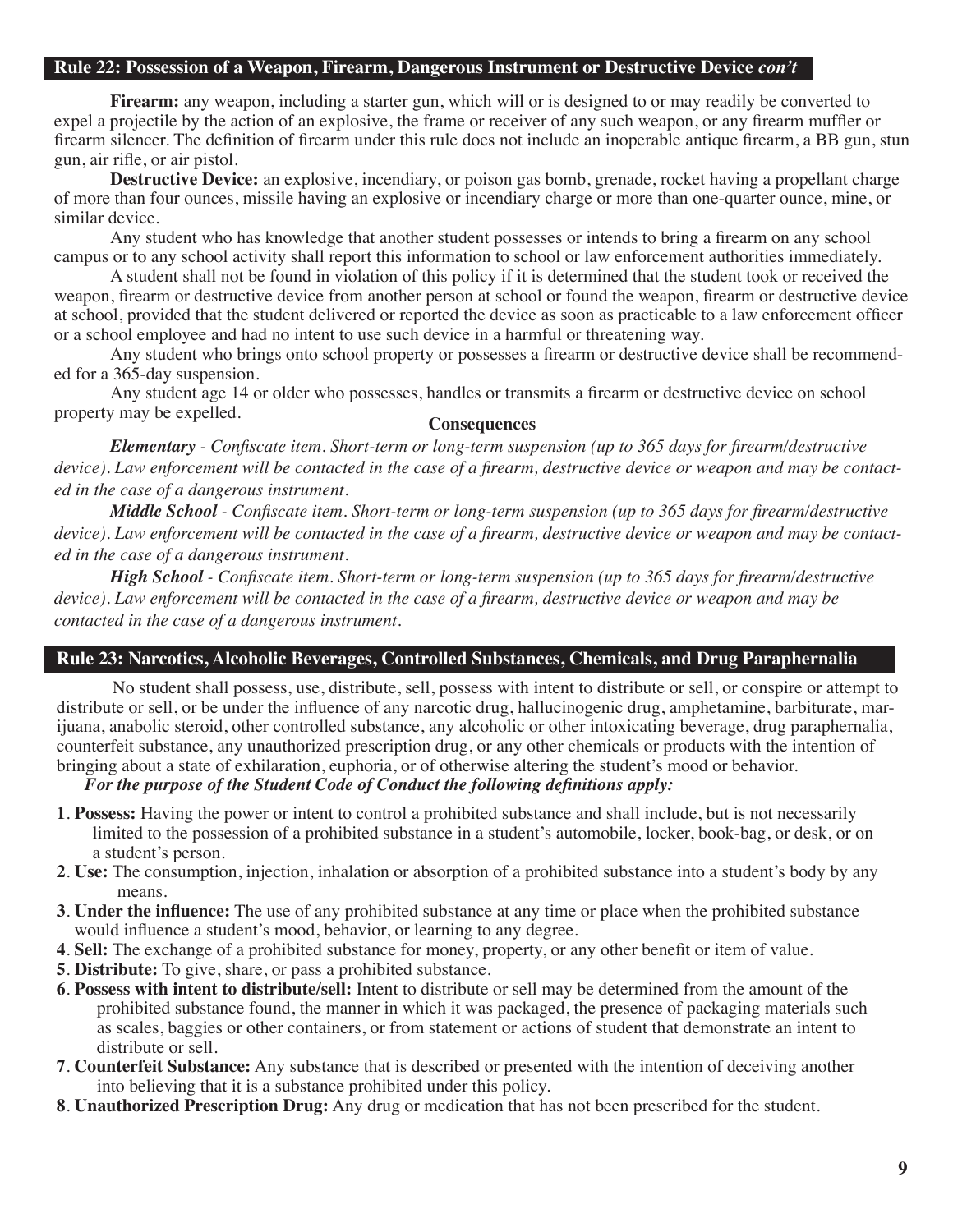## Rule 22: Possession of a Weapon, Firearm, Dangerous Instrument or Destructive Device *con't*

**Firearm:** any weapon, including a starter gun, which will or is designed to or may readily be converted to expel a projectile by the action of an explosive, the frame or receiver of any such weapon, or any firearm muffler or firearm silencer. The definition of firearm under this rule does not include an inoperable antique firearm, a BB gun, stun gun, air rifle, or air pistol.

**Destructive Device:** an explosive, incendiary, or poison gas bomb, grenade, rocket having a propellant charge of more than four ounces, missile having an explosive or incendiary charge or more than one-quarter ounce, mine, or similar device.

Any student who has knowledge that another student possesses or intends to bring a firearm on any school campus or to any school activity shall report this information to school or law enforcement authorities immediately.

A student shall not be found in violation of this policy if it is determined that the student took or received the weapon, firearm or destructive device from another person at school or found the weapon, firearm or destructive device at school, provided that the student delivered or reported the device as soon as practicable to a law enforcement officer or a school employee and had no intent to use such device in a harmful or threatening way.

Any student who brings onto school property or possesses a firearm or destructive device shall be recommended for a 365-day suspension.

Any student age 14 or older who possesses, handles or transmits a firearm or destructive device on school property may be expelled.

**Consequences**

***Elementary*** *- Confiscate item. Short-term or long-term suspension (up to 365 days for firearm/destructive device). Law enforcement will be contacted in the case of a firearm, destructive device or weapon and may be contacted in the case of a dangerous instrument.*

***Middle School*** *- Confiscate item. Short-term or long-term suspension (up to 365 days for firearm/destructive device). Law enforcement will be contacted in the case of a firearm, destructive device or weapon and may be contacted in the case of a dangerous instrument.*

***High School*** *- Confiscate item. Short-term or long-term suspension (up to 365 days for firearm/destructive device). Law enforcement will be contacted in the case of a firearm, destructive device or weapon and may be contacted in the case of a dangerous instrument.*

## Rule 23: Narcotics, Alcoholic Beverages, Controlled Substances, Chemicals, and Drug Paraphernalia

No student shall possess, use, distribute, sell, possess with intent to distribute or sell, or conspire or attempt to distribute or sell, or be under the influence of any narcotic drug, hallucinogenic drug, amphetamine, barbiturate, marijuana, anabolic steroid, other controlled substance, any alcoholic or other intoxicating beverage, drug paraphernalia, counterfeit substance, any unauthorized prescription drug, or any other chemicals or products with the intention of bringing about a state of exhilaration, euphoria, or of otherwise altering the student's mood or behavior.

***For the purpose of the Student Code of Conduct the following definitions apply:***

1. **Possess:** Having the power or intent to control a prohibited substance and shall include, but is not necessarily limited to the possession of a prohibited substance in a student's automobile, locker, book-bag, or desk, or on a student's person.
2. **Use:** The consumption, injection, inhalation or absorption of a prohibited substance into a student's body by any means.
3. **Under the influence:** The use of any prohibited substance at any time or place when the prohibited substance would influence a student's mood, behavior, or learning to any degree.
4. **Sell:** The exchange of a prohibited substance for money, property, or any other benefit or item of value.
5. **Distribute:** To give, share, or pass a prohibited substance.
6. **Possess with intent to distribute/sell:** Intent to distribute or sell may be determined from the amount of the prohibited substance found, the manner in which it was packaged, the presence of packaging materials such as scales, baggies or other containers, or from statement or actions of student that demonstrate an intent to distribute or sell.
7. **Counterfeit Substance:** Any substance that is described or presented with the intention of deceiving another into believing that it is a substance prohibited under this policy.
8. **Unauthorized Prescription Drug:** Any drug or medication that has not been prescribed for the student.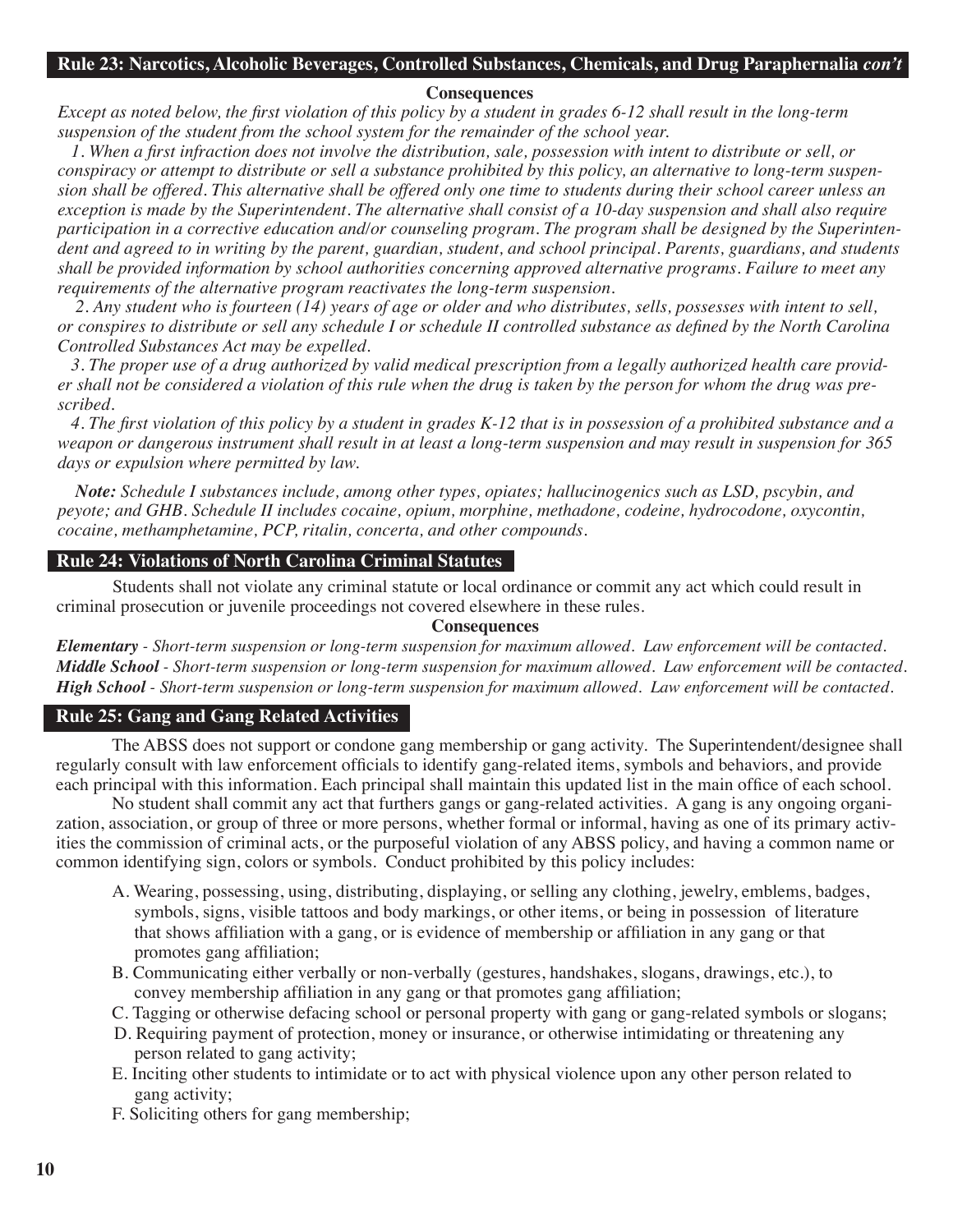## Rule 23: Narcotics, Alcoholic Beverages, Controlled Substances, Chemicals, and Drug Paraphernalia *con't*

**Consequences**

*Except as noted below, the first violation of this policy by a student in grades 6-12 shall result in the long-term suspension of the student from the school system for the remainder of the school year.*

*1. When a first infraction does not involve the distribution, sale, possession with intent to distribute or sell, or conspiracy or attempt to distribute or sell a substance prohibited by this policy, an alternative to long-term suspension shall be offered. This alternative shall be offered only one time to students during their school career unless an exception is made by the Superintendent. The alternative shall consist of a 10-day suspension and shall also require participation in a corrective education and/or counseling program. The program shall be designed by the Superintendent and agreed to in writing by the parent, guardian, student, and school principal. Parents, guardians, and students shall be provided information by school authorities concerning approved alternative programs. Failure to meet any requirements of the alternative program reactivates the long-term suspension.*

*2. Any student who is fourteen (14) years of age or older and who distributes, sells, possesses with intent to sell, or conspires to distribute or sell any schedule I or schedule II controlled substance as defined by the North Carolina Controlled Substances Act may be expelled.*

*3. The proper use of a drug authorized by valid medical prescription from a legally authorized health care provider shall not be considered a violation of this rule when the drug is taken by the person for whom the drug was prescribed.*

*4. The first violation of this policy by a student in grades K-12 that is in possession of a prohibited substance and a weapon or dangerous instrument shall result in at least a long-term suspension and may result in suspension for 365 days or expulsion where permitted by law.*

***Note:** Schedule I substances include, among other types, opiates; hallucinogenics such as LSD, pscybin, and peyote; and GHB. Schedule II includes cocaine, opium, morphine, methadone, codeine, hydrocodone, oxycontin, cocaine, methamphetamine, PCP, ritalin, concerta, and other compounds.*

## Rule 24: Violations of North Carolina Criminal Statutes

Students shall not violate any criminal statute or local ordinance or commit any act which could result in criminal prosecution or juvenile proceedings not covered elsewhere in these rules.

**Consequences**

***Elementary** - Short-term suspension or long-term suspension for maximum allowed. Law enforcement will be contacted.*
***Middle School** - Short-term suspension or long-term suspension for maximum allowed. Law enforcement will be contacted.*
***High School** - Short-term suspension or long-term suspension for maximum allowed. Law enforcement will be contacted.*

## Rule 25: Gang and Gang Related Activities

The ABSS does not support or condone gang membership or gang activity. The Superintendent/designee shall regularly consult with law enforcement officials to identify gang-related items, symbols and behaviors, and provide each principal with this information. Each principal shall maintain this updated list in the main office of each school.

No student shall commit any act that furthers gangs or gang-related activities. A gang is any ongoing organization, association, or group of three or more persons, whether formal or informal, having as one of its primary activities the commission of criminal acts, or the purposeful violation of any ABSS policy, and having a common name or common identifying sign, colors or symbols. Conduct prohibited by this policy includes:

A. Wearing, possessing, using, distributing, displaying, or selling any clothing, jewelry, emblems, badges, symbols, signs, visible tattoos and body markings, or other items, or being in possession of literature that shows affiliation with a gang, or is evidence of membership or affiliation in any gang or that promotes gang affiliation;

B. Communicating either verbally or non-verbally (gestures, handshakes, slogans, drawings, etc.), to convey membership affiliation in any gang or that promotes gang affiliation;

C. Tagging or otherwise defacing school or personal property with gang or gang-related symbols or slogans;

D. Requiring payment of protection, money or insurance, or otherwise intimidating or threatening any person related to gang activity;

E. Inciting other students to intimidate or to act with physical violence upon any other person related to gang activity;

F. Soliciting others for gang membership;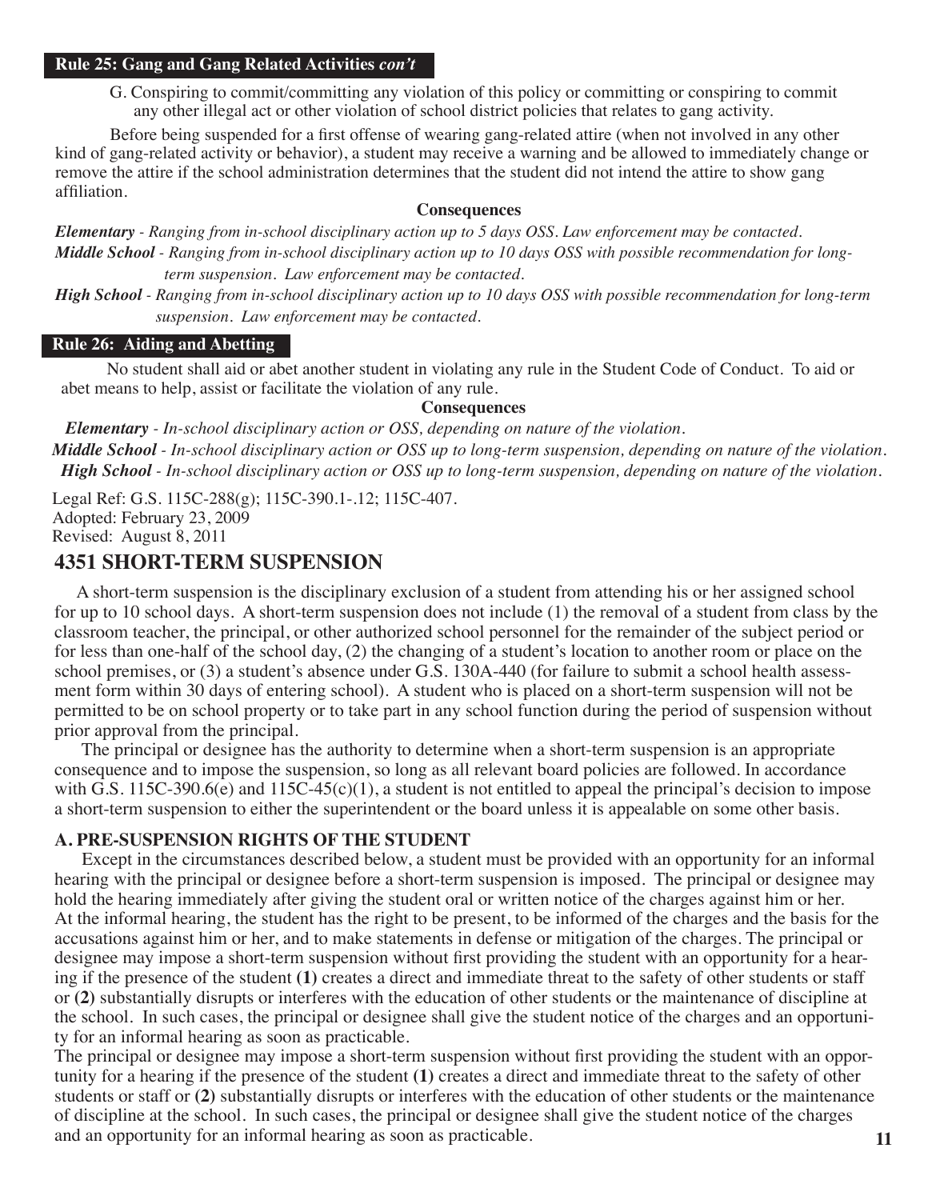### Rule 25: Gang and Gang Related Activities *con't*

G. Conspiring to commit/committing any violation of this policy or committing or conspiring to commit any other illegal act or other violation of school district policies that relates to gang activity.

Before being suspended for a first offense of wearing gang-related attire (when not involved in any other kind of gang-related activity or behavior), a student may receive a warning and be allowed to immediately change or remove the attire if the school administration determines that the student did not intend the attire to show gang affiliation.

**Consequences**

***Elementary*** *- Ranging from in-school disciplinary action up to 5 days OSS. Law enforcement may be contacted.*

***Middle School*** *- Ranging from in-school disciplinary action up to 10 days OSS with possible recommendation for long-term suspension. Law enforcement may be contacted.*

***High School*** *- Ranging from in-school disciplinary action up to 10 days OSS with possible recommendation for long-term suspension. Law enforcement may be contacted.*

### Rule 26: Aiding and Abetting

No student shall aid or abet another student in violating any rule in the Student Code of Conduct. To aid or abet means to help, assist or facilitate the violation of any rule.

**Consequences**

***Elementary*** *- In-school disciplinary action or OSS, depending on nature of the violation.*

***Middle School*** *- In-school disciplinary action or OSS up to long-term suspension, depending on nature of the violation.*

***High School*** *- In-school disciplinary action or OSS up to long-term suspension, depending on nature of the violation.*

Legal Ref: G.S. 115C-288(g); 115C-390.1-.12; 115C-407.
Adopted: February 23, 2009
Revised: August 8, 2011

## 4351 SHORT-TERM SUSPENSION

A short-term suspension is the disciplinary exclusion of a student from attending his or her assigned school for up to 10 school days. A short-term suspension does not include (1) the removal of a student from class by the classroom teacher, the principal, or other authorized school personnel for the remainder of the subject period or for less than one-half of the school day, (2) the changing of a student's location to another room or place on the school premises, or (3) a student's absence under G.S. 130A-440 (for failure to submit a school health assessment form within 30 days of entering school). A student who is placed on a short-term suspension will not be permitted to be on school property or to take part in any school function during the period of suspension without prior approval from the principal.

The principal or designee has the authority to determine when a short-term suspension is an appropriate consequence and to impose the suspension, so long as all relevant board policies are followed. In accordance with G.S. 115C-390.6(e) and 115C-45(c)(1), a student is not entitled to appeal the principal's decision to impose a short-term suspension to either the superintendent or the board unless it is appealable on some other basis.

### A. PRE-SUSPENSION RIGHTS OF THE STUDENT

Except in the circumstances described below, a student must be provided with an opportunity for an informal hearing with the principal or designee before a short-term suspension is imposed. The principal or designee may hold the hearing immediately after giving the student oral or written notice of the charges against him or her. At the informal hearing, the student has the right to be present, to be informed of the charges and the basis for the accusations against him or her, and to make statements in defense or mitigation of the charges. The principal or designee may impose a short-term suspension without first providing the student with an opportunity for a hearing if the presence of the student **(1)** creates a direct and immediate threat to the safety of other students or staff or **(2)** substantially disrupts or interferes with the education of other students or the maintenance of discipline at the school. In such cases, the principal or designee shall give the student notice of the charges and an opportunity for an informal hearing as soon as practicable.

The principal or designee may impose a short-term suspension without first providing the student with an opportunity for a hearing if the presence of the student **(1)** creates a direct and immediate threat to the safety of other students or staff or **(2)** substantially disrupts or interferes with the education of other students or the maintenance of discipline at the school. In such cases, the principal or designee shall give the student notice of the charges and an opportunity for an informal hearing as soon as practicable.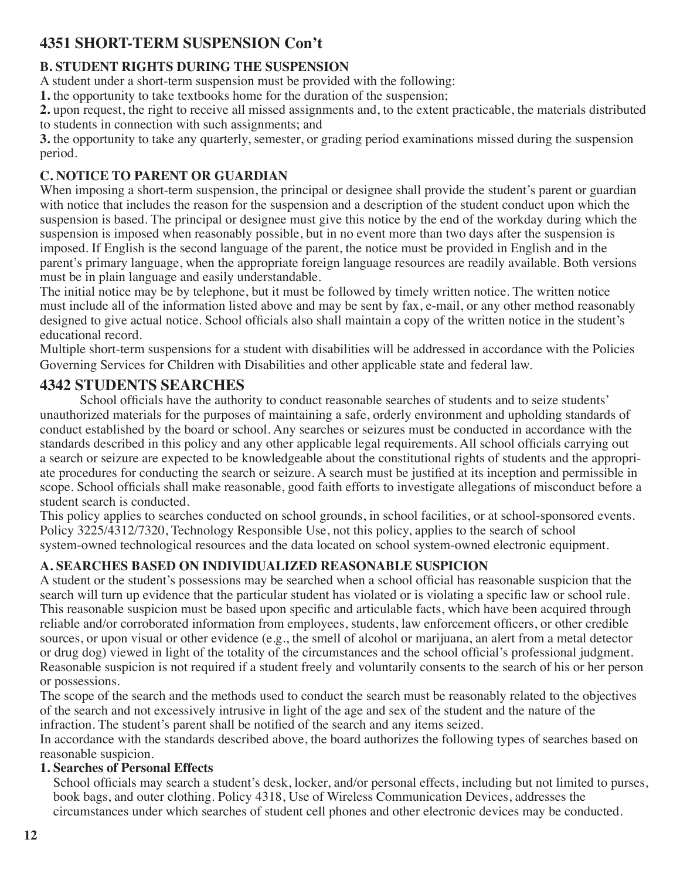## 4351 SHORT-TERM SUSPENSION Con't

### B. STUDENT RIGHTS DURING THE SUSPENSION

A student under a short-term suspension must be provided with the following:

**1.** the opportunity to take textbooks home for the duration of the suspension;

**2.** upon request, the right to receive all missed assignments and, to the extent practicable, the materials distributed to students in connection with such assignments; and

**3.** the opportunity to take any quarterly, semester, or grading period examinations missed during the suspension period.

### C. NOTICE TO PARENT OR GUARDIAN

When imposing a short-term suspension, the principal or designee shall provide the student's parent or guardian with notice that includes the reason for the suspension and a description of the student conduct upon which the suspension is based. The principal or designee must give this notice by the end of the workday during which the suspension is imposed when reasonably possible, but in no event more than two days after the suspension is imposed. If English is the second language of the parent, the notice must be provided in English and in the parent's primary language, when the appropriate foreign language resources are readily available. Both versions must be in plain language and easily understandable.

The initial notice may be by telephone, but it must be followed by timely written notice. The written notice must include all of the information listed above and may be sent by fax, e-mail, or any other method reasonably designed to give actual notice. School officials also shall maintain a copy of the written notice in the student's educational record.

Multiple short-term suspensions for a student with disabilities will be addressed in accordance with the Policies Governing Services for Children with Disabilities and other applicable state and federal law.

## 4342 STUDENTS SEARCHES

School officials have the authority to conduct reasonable searches of students and to seize students' unauthorized materials for the purposes of maintaining a safe, orderly environment and upholding standards of conduct established by the board or school. Any searches or seizures must be conducted in accordance with the standards described in this policy and any other applicable legal requirements. All school officials carrying out a search or seizure are expected to be knowledgeable about the constitutional rights of students and the appropriate procedures for conducting the search or seizure. A search must be justified at its inception and permissible in scope. School officials shall make reasonable, good faith efforts to investigate allegations of misconduct before a student search is conducted.

This policy applies to searches conducted on school grounds, in school facilities, or at school-sponsored events. Policy 3225/4312/7320, Technology Responsible Use, not this policy, applies to the search of school system-owned technological resources and the data located on school system-owned electronic equipment.

### A. SEARCHES BASED ON INDIVIDUALIZED REASONABLE SUSPICION

A student or the student's possessions may be searched when a school official has reasonable suspicion that the search will turn up evidence that the particular student has violated or is violating a specific law or school rule. This reasonable suspicion must be based upon specific and articulable facts, which have been acquired through reliable and/or corroborated information from employees, students, law enforcement officers, or other credible sources, or upon visual or other evidence (e.g., the smell of alcohol or marijuana, an alert from a metal detector or drug dog) viewed in light of the totality of the circumstances and the school official's professional judgment. Reasonable suspicion is not required if a student freely and voluntarily consents to the search of his or her person or possessions.

The scope of the search and the methods used to conduct the search must be reasonably related to the objectives of the search and not excessively intrusive in light of the age and sex of the student and the nature of the infraction. The student's parent shall be notified of the search and any items seized.

In accordance with the standards described above, the board authorizes the following types of searches based on reasonable suspicion.

**1. Searches of Personal Effects**

School officials may search a student's desk, locker, and/or personal effects, including but not limited to purses, book bags, and outer clothing. Policy 4318, Use of Wireless Communication Devices, addresses the circumstances under which searches of student cell phones and other electronic devices may be conducted.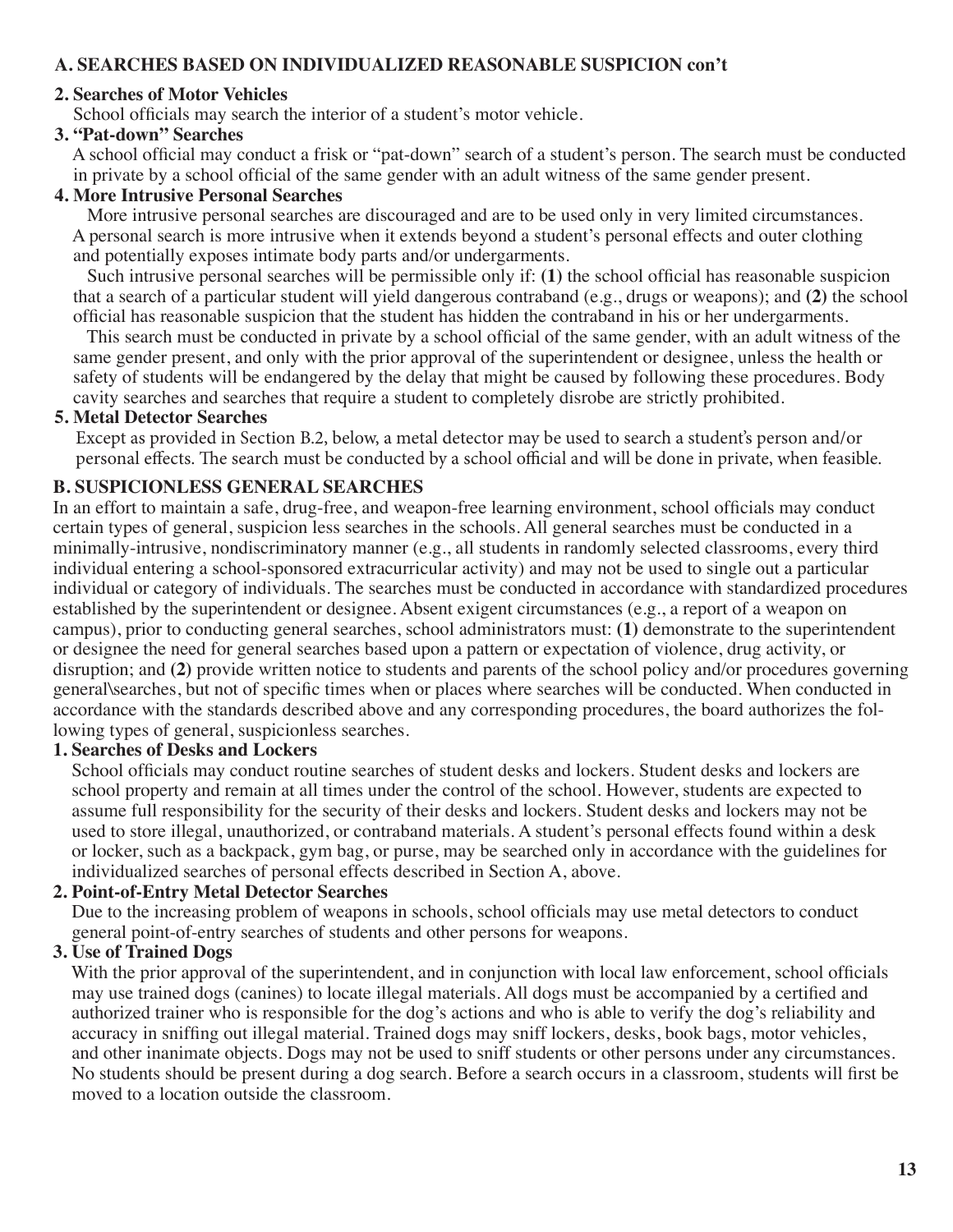## A. SEARCHES BASED ON INDIVIDUALIZED REASONABLE SUSPICION con't

### 2. Searches of Motor Vehicles

School officials may search the interior of a student's motor vehicle.

### 3. "Pat-down" Searches

A school official may conduct a frisk or "pat-down" search of a student's person. The search must be conducted in private by a school official of the same gender with an adult witness of the same gender present.

### 4. More Intrusive Personal Searches

More intrusive personal searches are discouraged and are to be used only in very limited circumstances. A personal search is more intrusive when it extends beyond a student's personal effects and outer clothing and potentially exposes intimate body parts and/or undergarments.

Such intrusive personal searches will be permissible only if: **(1)** the school official has reasonable suspicion that a search of a particular student will yield dangerous contraband (e.g., drugs or weapons); and **(2)** the school official has reasonable suspicion that the student has hidden the contraband in his or her undergarments.

This search must be conducted in private by a school official of the same gender, with an adult witness of the same gender present, and only with the prior approval of the superintendent or designee, unless the health or safety of students will be endangered by the delay that might be caused by following these procedures. Body cavity searches and searches that require a student to completely disrobe are strictly prohibited.

### 5. Metal Detector Searches

Except as provided in Section B.2, below, a metal detector may be used to search a student's person and/or personal effects. The search must be conducted by a school official and will be done in private, when feasible.

## B. SUSPICIONLESS GENERAL SEARCHES

In an effort to maintain a safe, drug-free, and weapon-free learning environment, school officials may conduct certain types of general, suspicion less searches in the schools. All general searches must be conducted in a minimally-intrusive, nondiscriminatory manner (e.g., all students in randomly selected classrooms, every third individual entering a school-sponsored extracurricular activity) and may not be used to single out a particular individual or category of individuals. The searches must be conducted in accordance with standardized procedures established by the superintendent or designee. Absent exigent circumstances (e.g., a report of a weapon on campus), prior to conducting general searches, school administrators must: **(1)** demonstrate to the superintendent or designee the need for general searches based upon a pattern or expectation of violence, drug activity, or disruption; and **(2)** provide written notice to students and parents of the school policy and/or procedures governing general\searches, but not of specific times when or places where searches will be conducted. When conducted in accordance with the standards described above and any corresponding procedures, the board authorizes the following types of general, suspicionless searches.

### 1. Searches of Desks and Lockers

School officials may conduct routine searches of student desks and lockers. Student desks and lockers are school property and remain at all times under the control of the school. However, students are expected to assume full responsibility for the security of their desks and lockers. Student desks and lockers may not be used to store illegal, unauthorized, or contraband materials. A student's personal effects found within a desk or locker, such as a backpack, gym bag, or purse, may be searched only in accordance with the guidelines for individualized searches of personal effects described in Section A, above.

### 2. Point-of-Entry Metal Detector Searches

Due to the increasing problem of weapons in schools, school officials may use metal detectors to conduct general point-of-entry searches of students and other persons for weapons.

### 3. Use of Trained Dogs

With the prior approval of the superintendent, and in conjunction with local law enforcement, school officials may use trained dogs (canines) to locate illegal materials. All dogs must be accompanied by a certified and authorized trainer who is responsible for the dog's actions and who is able to verify the dog's reliability and accuracy in sniffing out illegal material. Trained dogs may sniff lockers, desks, book bags, motor vehicles, and other inanimate objects. Dogs may not be used to sniff students or other persons under any circumstances. No students should be present during a dog search. Before a search occurs in a classroom, students will first be moved to a location outside the classroom.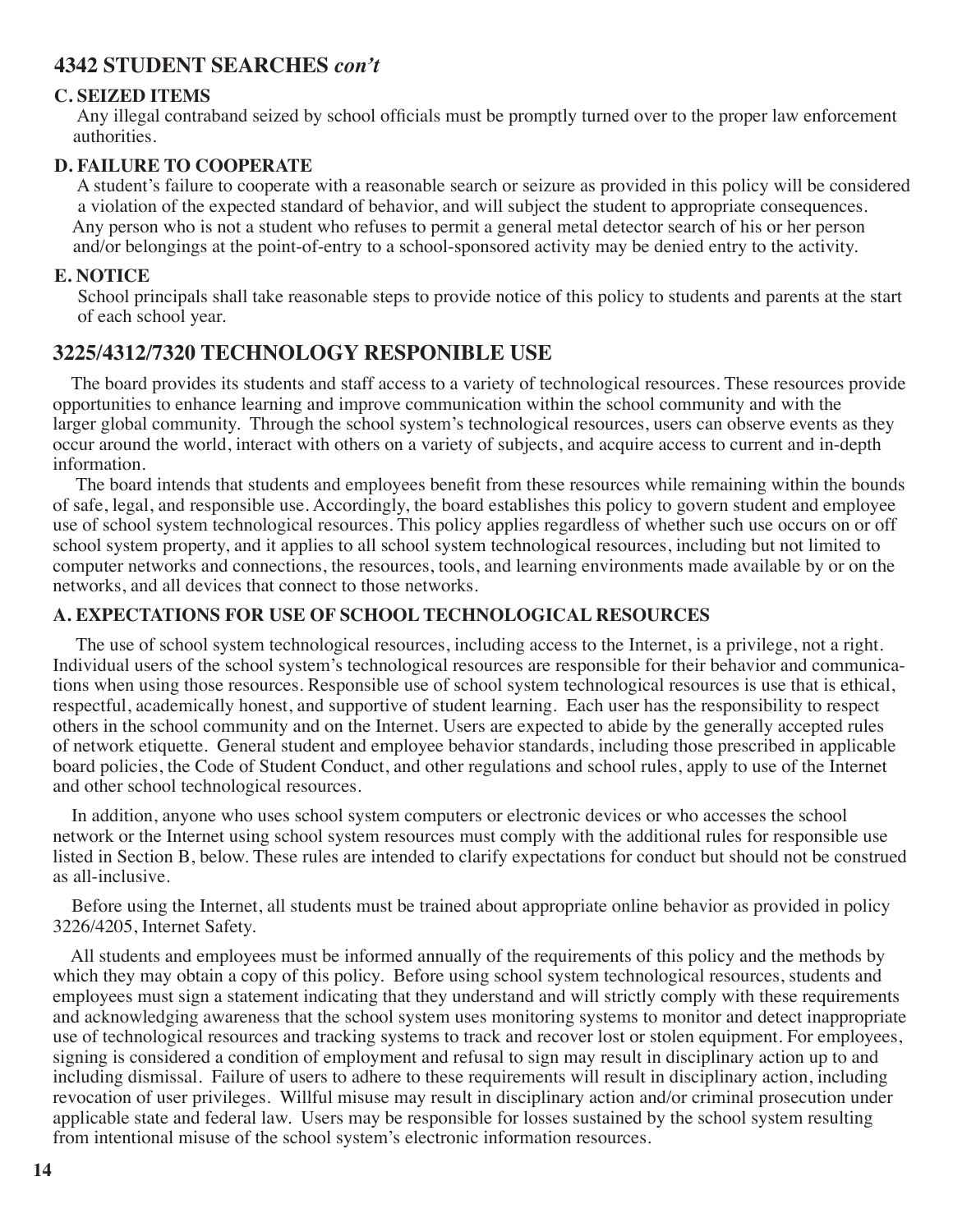## 4342 STUDENT SEARCHES *con't*

### C. SEIZED ITEMS

Any illegal contraband seized by school officials must be promptly turned over to the proper law enforcement authorities.

### D. FAILURE TO COOPERATE

A student's failure to cooperate with a reasonable search or seizure as provided in this policy will be considered a violation of the expected standard of behavior, and will subject the student to appropriate consequences. Any person who is not a student who refuses to permit a general metal detector search of his or her person and/or belongings at the point-of-entry to a school-sponsored activity may be denied entry to the activity.

### E. NOTICE

School principals shall take reasonable steps to provide notice of this policy to students and parents at the start of each school year.

## 3225/4312/7320 TECHNOLOGY RESPONIBLE USE

The board provides its students and staff access to a variety of technological resources. These resources provide opportunities to enhance learning and improve communication within the school community and with the larger global community. Through the school system's technological resources, users can observe events as they occur around the world, interact with others on a variety of subjects, and acquire access to current and in-depth information.

The board intends that students and employees benefit from these resources while remaining within the bounds of safe, legal, and responsible use. Accordingly, the board establishes this policy to govern student and employee use of school system technological resources. This policy applies regardless of whether such use occurs on or off school system property, and it applies to all school system technological resources, including but not limited to computer networks and connections, the resources, tools, and learning environments made available by or on the networks, and all devices that connect to those networks.

### A. EXPECTATIONS FOR USE OF SCHOOL TECHNOLOGICAL RESOURCES

The use of school system technological resources, including access to the Internet, is a privilege, not a right. Individual users of the school system's technological resources are responsible for their behavior and communications when using those resources. Responsible use of school system technological resources is use that is ethical, respectful, academically honest, and supportive of student learning. Each user has the responsibility to respect others in the school community and on the Internet. Users are expected to abide by the generally accepted rules of network etiquette. General student and employee behavior standards, including those prescribed in applicable board policies, the Code of Student Conduct, and other regulations and school rules, apply to use of the Internet and other school technological resources.

In addition, anyone who uses school system computers or electronic devices or who accesses the school network or the Internet using school system resources must comply with the additional rules for responsible use listed in Section B, below. These rules are intended to clarify expectations for conduct but should not be construed as all-inclusive.

Before using the Internet, all students must be trained about appropriate online behavior as provided in policy 3226/4205, Internet Safety.

All students and employees must be informed annually of the requirements of this policy and the methods by which they may obtain a copy of this policy. Before using school system technological resources, students and employees must sign a statement indicating that they understand and will strictly comply with these requirements and acknowledging awareness that the school system uses monitoring systems to monitor and detect inappropriate use of technological resources and tracking systems to track and recover lost or stolen equipment. For employees, signing is considered a condition of employment and refusal to sign may result in disciplinary action up to and including dismissal. Failure of users to adhere to these requirements will result in disciplinary action, including revocation of user privileges. Willful misuse may result in disciplinary action and/or criminal prosecution under applicable state and federal law. Users may be responsible for losses sustained by the school system resulting from intentional misuse of the school system's electronic information resources.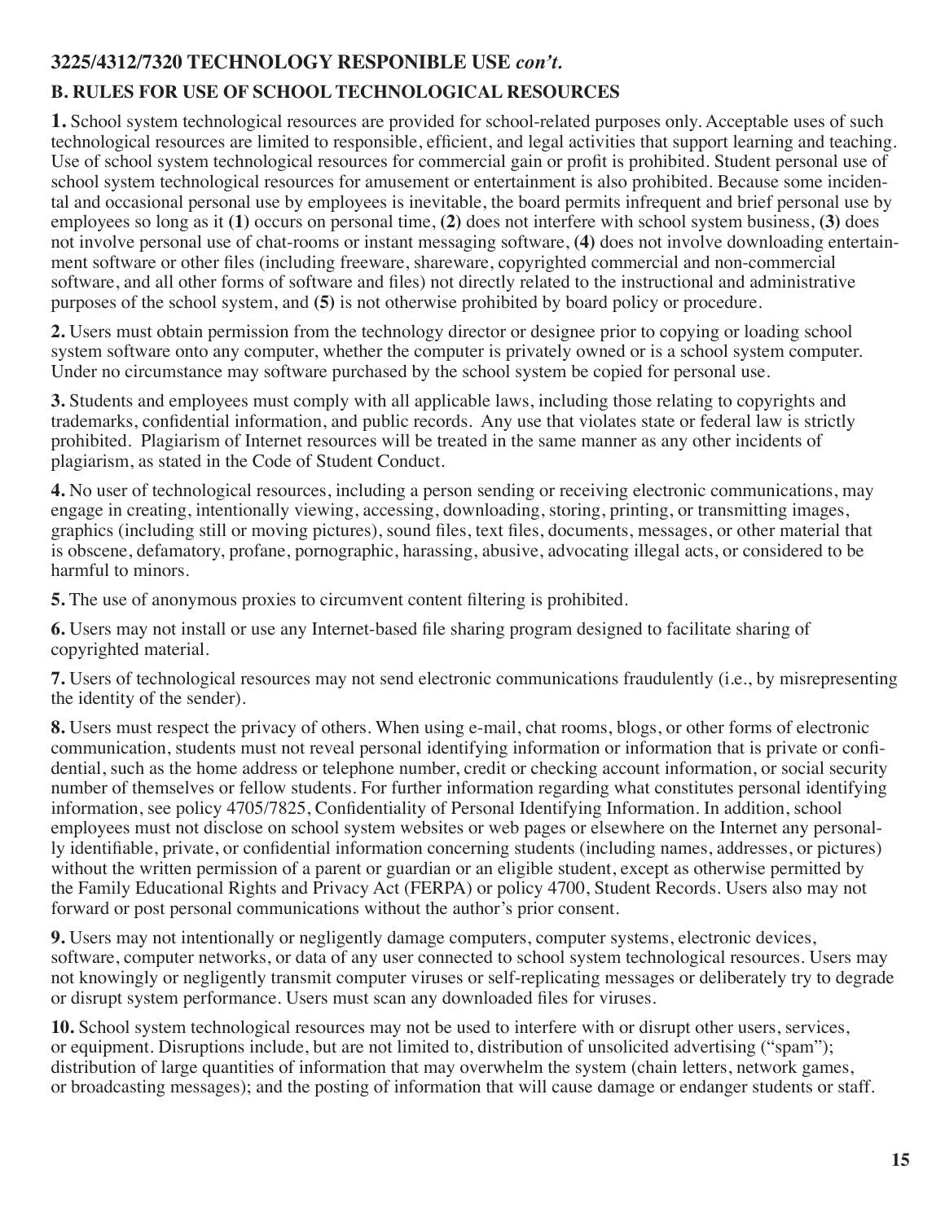### 3225/4312/7320 TECHNOLOGY RESPONIBLE USE *con't.*

### B. RULES FOR USE OF SCHOOL TECHNOLOGICAL RESOURCES

**1.** School system technological resources are provided for school-related purposes only. Acceptable uses of such technological resources are limited to responsible, efficient, and legal activities that support learning and teaching. Use of school system technological resources for commercial gain or profit is prohibited. Student personal use of school system technological resources for amusement or entertainment is also prohibited. Because some incidental and occasional personal use by employees is inevitable, the board permits infrequent and brief personal use by employees so long as it **(1)** occurs on personal time, **(2)** does not interfere with school system business, **(3)** does not involve personal use of chat-rooms or instant messaging software, **(4)** does not involve downloading entertainment software or other files (including freeware, shareware, copyrighted commercial and non-commercial software, and all other forms of software and files) not directly related to the instructional and administrative purposes of the school system, and **(5)** is not otherwise prohibited by board policy or procedure.

**2.** Users must obtain permission from the technology director or designee prior to copying or loading school system software onto any computer, whether the computer is privately owned or is a school system computer. Under no circumstance may software purchased by the school system be copied for personal use.

**3.** Students and employees must comply with all applicable laws, including those relating to copyrights and trademarks, confidential information, and public records. Any use that violates state or federal law is strictly prohibited. Plagiarism of Internet resources will be treated in the same manner as any other incidents of plagiarism, as stated in the Code of Student Conduct.

**4.** No user of technological resources, including a person sending or receiving electronic communications, may engage in creating, intentionally viewing, accessing, downloading, storing, printing, or transmitting images, graphics (including still or moving pictures), sound files, text files, documents, messages, or other material that is obscene, defamatory, profane, pornographic, harassing, abusive, advocating illegal acts, or considered to be harmful to minors.

**5.** The use of anonymous proxies to circumvent content filtering is prohibited.

**6.** Users may not install or use any Internet-based file sharing program designed to facilitate sharing of copyrighted material.

**7.** Users of technological resources may not send electronic communications fraudulently (i.e., by misrepresenting the identity of the sender).

**8.** Users must respect the privacy of others. When using e-mail, chat rooms, blogs, or other forms of electronic communication, students must not reveal personal identifying information or information that is private or confidential, such as the home address or telephone number, credit or checking account information, or social security number of themselves or fellow students. For further information regarding what constitutes personal identifying information, see policy 4705/7825, Confidentiality of Personal Identifying Information. In addition, school employees must not disclose on school system websites or web pages or elsewhere on the Internet any personally identifiable, private, or confidential information concerning students (including names, addresses, or pictures) without the written permission of a parent or guardian or an eligible student, except as otherwise permitted by the Family Educational Rights and Privacy Act (FERPA) or policy 4700, Student Records. Users also may not forward or post personal communications without the author's prior consent.

**9.** Users may not intentionally or negligently damage computers, computer systems, electronic devices, software, computer networks, or data of any user connected to school system technological resources. Users may not knowingly or negligently transmit computer viruses or self-replicating messages or deliberately try to degrade or disrupt system performance. Users must scan any downloaded files for viruses.

**10.** School system technological resources may not be used to interfere with or disrupt other users, services, or equipment. Disruptions include, but are not limited to, distribution of unsolicited advertising ("spam"); distribution of large quantities of information that may overwhelm the system (chain letters, network games, or broadcasting messages); and the posting of information that will cause damage or endanger students or staff.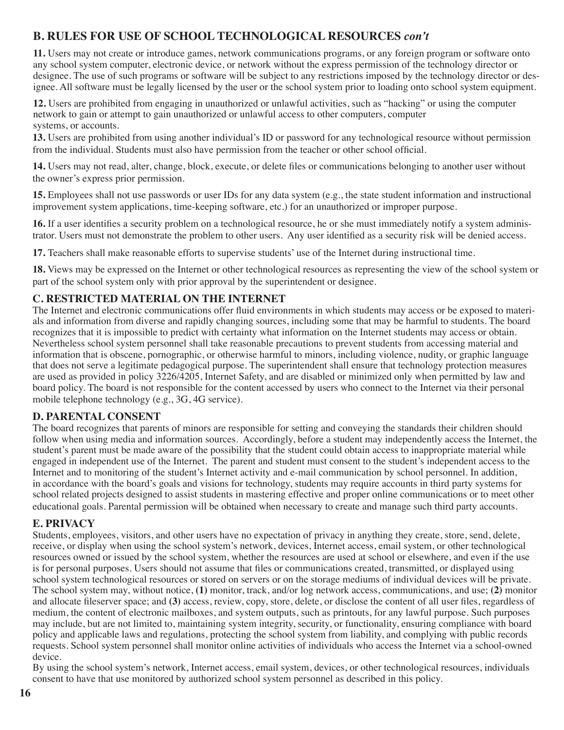## B. RULES FOR USE OF SCHOOL TECHNOLOGICAL RESOURCES *con't*

**11.** Users may not create or introduce games, network communications programs, or any foreign program or software onto any school system computer, electronic device, or network without the express permission of the technology director or designee. The use of such programs or software will be subject to any restrictions imposed by the technology director or designee. All software must be legally licensed by the user or the school system prior to loading onto school system equipment.

**12.** Users are prohibited from engaging in unauthorized or unlawful activities, such as "hacking" or using the computer network to gain or attempt to gain unauthorized or unlawful access to other computers, computer systems, or accounts.

**13.** Users are prohibited from using another individual's ID or password for any technological resource without permission from the individual. Students must also have permission from the teacher or other school official.

**14.** Users may not read, alter, change, block, execute, or delete files or communications belonging to another user without the owner's express prior permission.

**15.** Employees shall not use passwords or user IDs for any data system (e.g., the state student information and instructional improvement system applications, time-keeping software, etc.) for an unauthorized or improper purpose.

**16.** If a user identifies a security problem on a technological resource, he or she must immediately notify a system administrator. Users must not demonstrate the problem to other users. Any user identified as a security risk will be denied access.

**17.** Teachers shall make reasonable efforts to supervise students' use of the Internet during instructional time.

**18.** Views may be expressed on the Internet or other technological resources as representing the view of the school system or part of the school system only with prior approval by the superintendent or designee.

## C. RESTRICTED MATERIAL ON THE INTERNET

The Internet and electronic communications offer fluid environments in which students may access or be exposed to materials and information from diverse and rapidly changing sources, including some that may be harmful to students. The board recognizes that it is impossible to predict with certainty what information on the Internet students may access or obtain. Nevertheless school system personnel shall take reasonable precautions to prevent students from accessing material and information that is obscene, pornographic, or otherwise harmful to minors, including violence, nudity, or graphic language that does not serve a legitimate pedagogical purpose. The superintendent shall ensure that technology protection measures are used as provided in policy 3226/4205, Internet Safety, and are disabled or minimized only when permitted by law and board policy. The board is not responsible for the content accessed by users who connect to the Internet via their personal mobile telephone technology (e.g., 3G, 4G service).

## D. PARENTAL CONSENT

The board recognizes that parents of minors are responsible for setting and conveying the standards their children should follow when using media and information sources. Accordingly, before a student may independently access the Internet, the student's parent must be made aware of the possibility that the student could obtain access to inappropriate material while engaged in independent use of the Internet. The parent and student must consent to the student's independent access to the Internet and to monitoring of the student's Internet activity and e-mail communication by school personnel. In addition, in accordance with the board's goals and visions for technology, students may require accounts in third party systems for school related projects designed to assist students in mastering effective and proper online communications or to meet other educational goals. Parental permission will be obtained when necessary to create and manage such third party accounts.

## E. PRIVACY

Students, employees, visitors, and other users have no expectation of privacy in anything they create, store, send, delete, receive, or display when using the school system's network, devices, Internet access, email system, or other technological resources owned or issued by the school system, whether the resources are used at school or elsewhere, and even if the use is for personal purposes. Users should not assume that files or communications created, transmitted, or displayed using school system technological resources or stored on servers or on the storage mediums of individual devices will be private. The school system may, without notice, **(1)** monitor, track, and/or log network access, communications, and use; **(2)** monitor and allocate fileserver space; and **(3)** access, review, copy, store, delete, or disclose the content of all user files, regardless of medium, the content of electronic mailboxes, and system outputs, such as printouts, for any lawful purpose. Such purposes may include, but are not limited to, maintaining system integrity, security, or functionality, ensuring compliance with board policy and applicable laws and regulations, protecting the school system from liability, and complying with public records requests. School system personnel shall monitor online activities of individuals who access the Internet via a school-owned device.

By using the school system's network, Internet access, email system, devices, or other technological resources, individuals consent to have that use monitored by authorized school system personnel as described in this policy.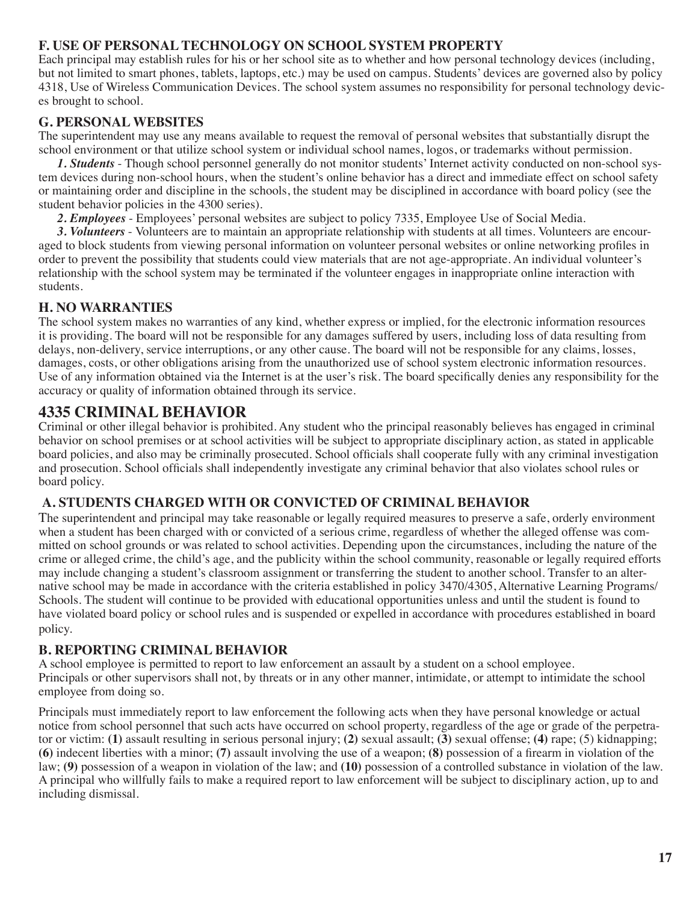### F. USE OF PERSONAL TECHNOLOGY ON SCHOOL SYSTEM PROPERTY

Each principal may establish rules for his or her school site as to whether and how personal technology devices (including, but not limited to smart phones, tablets, laptops, etc.) may be used on campus. Students' devices are governed also by policy 4318, Use of Wireless Communication Devices. The school system assumes no responsibility for personal technology devices brought to school.

### G. PERSONAL WEBSITES

The superintendent may use any means available to request the removal of personal websites that substantially disrupt the school environment or that utilize school system or individual school names, logos, or trademarks without permission.

***1. Students*** - Though school personnel generally do not monitor students' Internet activity conducted on non-school system devices during non-school hours, when the student's online behavior has a direct and immediate effect on school safety or maintaining order and discipline in the schools, the student may be disciplined in accordance with board policy (see the student behavior policies in the 4300 series).

***2. Employees*** - Employees' personal websites are subject to policy 7335, Employee Use of Social Media.

***3. Volunteers*** - Volunteers are to maintain an appropriate relationship with students at all times. Volunteers are encouraged to block students from viewing personal information on volunteer personal websites or online networking profiles in order to prevent the possibility that students could view materials that are not age-appropriate. An individual volunteer's relationship with the school system may be terminated if the volunteer engages in inappropriate online interaction with students.

### H. NO WARRANTIES

The school system makes no warranties of any kind, whether express or implied, for the electronic information resources it is providing. The board will not be responsible for any damages suffered by users, including loss of data resulting from delays, non-delivery, service interruptions, or any other cause. The board will not be responsible for any claims, losses, damages, costs, or other obligations arising from the unauthorized use of school system electronic information resources. Use of any information obtained via the Internet is at the user's risk. The board specifically denies any responsibility for the accuracy or quality of information obtained through its service.

## 4335 CRIMINAL BEHAVIOR

Criminal or other illegal behavior is prohibited. Any student who the principal reasonably believes has engaged in criminal behavior on school premises or at school activities will be subject to appropriate disciplinary action, as stated in applicable board policies, and also may be criminally prosecuted. School officials shall cooperate fully with any criminal investigation and prosecution. School officials shall independently investigate any criminal behavior that also violates school rules or board policy.

### A. STUDENTS CHARGED WITH OR CONVICTED OF CRIMINAL BEHAVIOR

The superintendent and principal may take reasonable or legally required measures to preserve a safe, orderly environment when a student has been charged with or convicted of a serious crime, regardless of whether the alleged offense was committed on school grounds or was related to school activities. Depending upon the circumstances, including the nature of the crime or alleged crime, the child's age, and the publicity within the school community, reasonable or legally required efforts may include changing a student's classroom assignment or transferring the student to another school. Transfer to an alternative school may be made in accordance with the criteria established in policy 3470/4305, Alternative Learning Programs/Schools. The student will continue to be provided with educational opportunities unless and until the student is found to have violated board policy or school rules and is suspended or expelled in accordance with procedures established in board policy.

### B. REPORTING CRIMINAL BEHAVIOR

A school employee is permitted to report to law enforcement an assault by a student on a school employee. Principals or other supervisors shall not, by threats or in any other manner, intimidate, or attempt to intimidate the school employee from doing so.

Principals must immediately report to law enforcement the following acts when they have personal knowledge or actual notice from school personnel that such acts have occurred on school property, regardless of the age or grade of the perpetrator or victim: **(1)** assault resulting in serious personal injury; **(2)** sexual assault; **(3)** sexual offense; **(4)** rape; (5) kidnapping; **(6)** indecent liberties with a minor; **(7)** assault involving the use of a weapon; **(8)** possession of a firearm in violation of the law; **(9)** possession of a weapon in violation of the law; and **(10)** possession of a controlled substance in violation of the law. A principal who willfully fails to make a required report to law enforcement will be subject to disciplinary action, up to and including dismissal.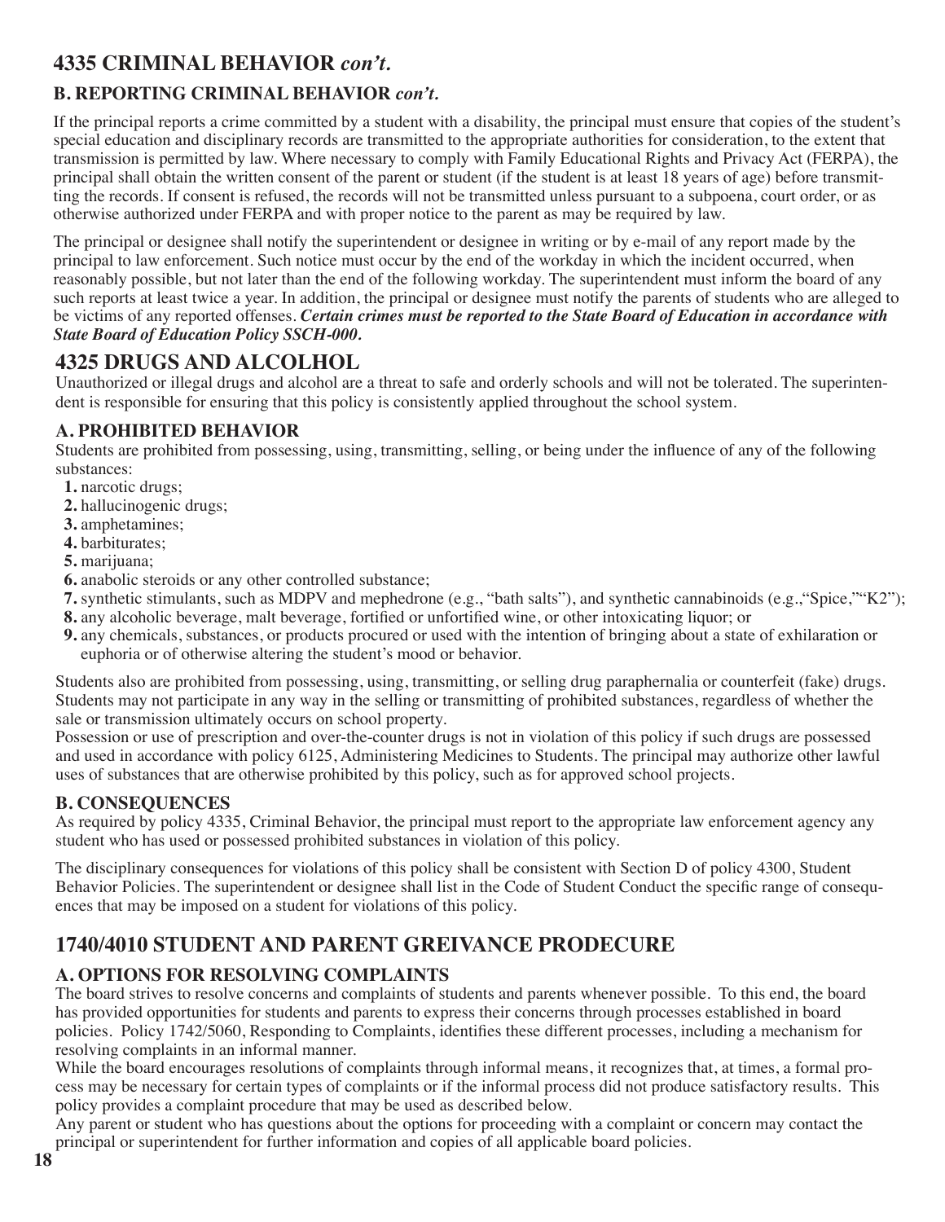## 4335 CRIMINAL BEHAVIOR *con't.*

### B. REPORTING CRIMINAL BEHAVIOR *con't.*

If the principal reports a crime committed by a student with a disability, the principal must ensure that copies of the student's special education and disciplinary records are transmitted to the appropriate authorities for consideration, to the extent that transmission is permitted by law. Where necessary to comply with Family Educational Rights and Privacy Act (FERPA), the principal shall obtain the written consent of the parent or student (if the student is at least 18 years of age) before transmitting the records. If consent is refused, the records will not be transmitted unless pursuant to a subpoena, court order, or as otherwise authorized under FERPA and with proper notice to the parent as may be required by law.

The principal or designee shall notify the superintendent or designee in writing or by e-mail of any report made by the principal to law enforcement. Such notice must occur by the end of the workday in which the incident occurred, when reasonably possible, but not later than the end of the following workday. The superintendent must inform the board of any such reports at least twice a year. In addition, the principal or designee must notify the parents of students who are alleged to be victims of any reported offenses. ***Certain crimes must be reported to the State Board of Education in accordance with State Board of Education Policy SSCH-000.***

## 4325 DRUGS AND ALCOLHOL

Unauthorized or illegal drugs and alcohol are a threat to safe and orderly schools and will not be tolerated. The superintendent is responsible for ensuring that this policy is consistently applied throughout the school system.

### A. PROHIBITED BEHAVIOR

Students are prohibited from possessing, using, transmitting, selling, or being under the influence of any of the following substances:

1. narcotic drugs;
2. hallucinogenic drugs;
3. amphetamines;
4. barbiturates;
5. marijuana;
6. anabolic steroids or any other controlled substance;
7. synthetic stimulants, such as MDPV and mephedrone (e.g., "bath salts"), and synthetic cannabinoids (e.g.,"Spice,""K2");
8. any alcoholic beverage, malt beverage, fortified or unfortified wine, or other intoxicating liquor; or
9. any chemicals, substances, or products procured or used with the intention of bringing about a state of exhilaration or euphoria or of otherwise altering the student's mood or behavior.

Students also are prohibited from possessing, using, transmitting, or selling drug paraphernalia or counterfeit (fake) drugs. Students may not participate in any way in the selling or transmitting of prohibited substances, regardless of whether the sale or transmission ultimately occurs on school property.

Possession or use of prescription and over-the-counter drugs is not in violation of this policy if such drugs are possessed and used in accordance with policy 6125, Administering Medicines to Students. The principal may authorize other lawful uses of substances that are otherwise prohibited by this policy, such as for approved school projects.

### B. CONSEQUENCES

As required by policy 4335, Criminal Behavior, the principal must report to the appropriate law enforcement agency any student who has used or possessed prohibited substances in violation of this policy.

The disciplinary consequences for violations of this policy shall be consistent with Section D of policy 4300, Student Behavior Policies. The superintendent or designee shall list in the Code of Student Conduct the specific range of consequences that may be imposed on a student for violations of this policy.

## 1740/4010 STUDENT AND PARENT GREIVANCE PRODECURE

### A. OPTIONS FOR RESOLVING COMPLAINTS

The board strives to resolve concerns and complaints of students and parents whenever possible. To this end, the board has provided opportunities for students and parents to express their concerns through processes established in board policies. Policy 1742/5060, Responding to Complaints, identifies these different processes, including a mechanism for resolving complaints in an informal manner.

While the board encourages resolutions of complaints through informal means, it recognizes that, at times, a formal process may be necessary for certain types of complaints or if the informal process did not produce satisfactory results. This policy provides a complaint procedure that may be used as described below.

Any parent or student who has questions about the options for proceeding with a complaint or concern may contact the principal or superintendent for further information and copies of all applicable board policies.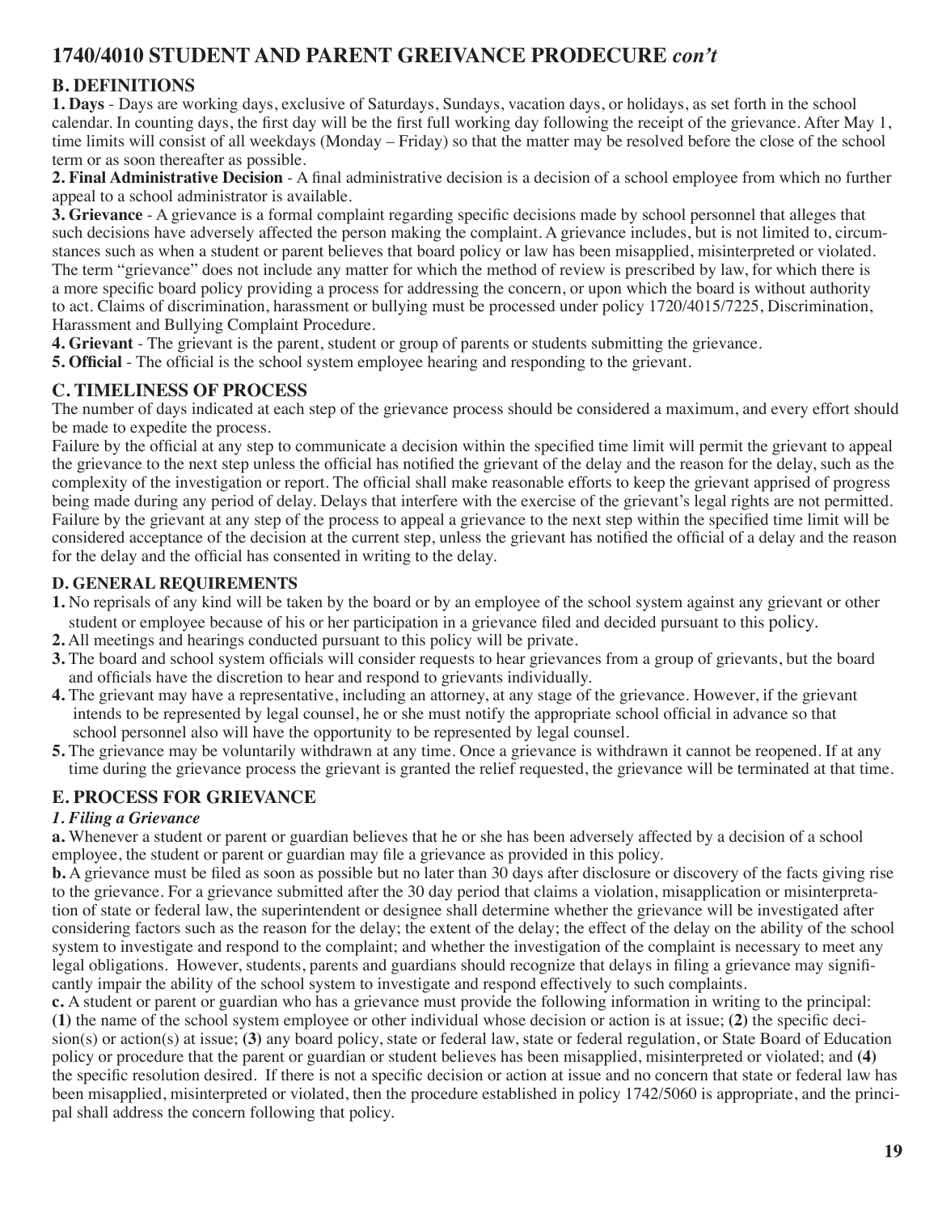# 1740/4010 STUDENT AND PARENT GREIVANCE PRODECURE *con't*

## B. DEFINITIONS

**1. Days** - Days are working days, exclusive of Saturdays, Sundays, vacation days, or holidays, as set forth in the school calendar. In counting days, the first day will be the first full working day following the receipt of the grievance. After May 1, time limits will consist of all weekdays (Monday – Friday) so that the matter may be resolved before the close of the school term or as soon thereafter as possible.

**2. Final Administrative Decision** - A final administrative decision is a decision of a school employee from which no further appeal to a school administrator is available.

**3. Grievance** - A grievance is a formal complaint regarding specific decisions made by school personnel that alleges that such decisions have adversely affected the person making the complaint. A grievance includes, but is not limited to, circumstances such as when a student or parent believes that board policy or law has been misapplied, misinterpreted or violated. The term "grievance" does not include any matter for which the method of review is prescribed by law, for which there is a more specific board policy providing a process for addressing the concern, or upon which the board is without authority to act. Claims of discrimination, harassment or bullying must be processed under policy 1720/4015/7225, Discrimination, Harassment and Bullying Complaint Procedure.

**4. Grievant** - The grievant is the parent, student or group of parents or students submitting the grievance.

**5. Official** - The official is the school system employee hearing and responding to the grievant.

## C. TIMELINESS OF PROCESS

The number of days indicated at each step of the grievance process should be considered a maximum, and every effort should be made to expedite the process.

Failure by the official at any step to communicate a decision within the specified time limit will permit the grievant to appeal the grievance to the next step unless the official has notified the grievant of the delay and the reason for the delay, such as the complexity of the investigation or report. The official shall make reasonable efforts to keep the grievant apprised of progress being made during any period of delay. Delays that interfere with the exercise of the grievant's legal rights are not permitted. Failure by the grievant at any step of the process to appeal a grievance to the next step within the specified time limit will be considered acceptance of the decision at the current step, unless the grievant has notified the official of a delay and the reason for the delay and the official has consented in writing to the delay.

## D. GENERAL REQUIREMENTS

1. No reprisals of any kind will be taken by the board or by an employee of the school system against any grievant or other student or employee because of his or her participation in a grievance filed and decided pursuant to this policy.
2. All meetings and hearings conducted pursuant to this policy will be private.
3. The board and school system officials will consider requests to hear grievances from a group of grievants, but the board and officials have the discretion to hear and respond to grievants individually.
4. The grievant may have a representative, including an attorney, at any stage of the grievance. However, if the grievant intends to be represented by legal counsel, he or she must notify the appropriate school official in advance so that school personnel also will have the opportunity to be represented by legal counsel.
5. The grievance may be voluntarily withdrawn at any time. Once a grievance is withdrawn it cannot be reopened. If at any time during the grievance process the grievant is granted the relief requested, the grievance will be terminated at that time.

## E. PROCESS FOR GRIEVANCE

### *1. Filing a Grievance*

**a.** Whenever a student or parent or guardian believes that he or she has been adversely affected by a decision of a school employee, the student or parent or guardian may file a grievance as provided in this policy.

**b.** A grievance must be filed as soon as possible but no later than 30 days after disclosure or discovery of the facts giving rise to the grievance. For a grievance submitted after the 30 day period that claims a violation, misapplication or misinterpretation of state or federal law, the superintendent or designee shall determine whether the grievance will be investigated after considering factors such as the reason for the delay; the extent of the delay; the effect of the delay on the ability of the school system to investigate and respond to the complaint; and whether the investigation of the complaint is necessary to meet any legal obligations. However, students, parents and guardians should recognize that delays in filing a grievance may significantly impair the ability of the school system to investigate and respond effectively to such complaints.

**c.** A student or parent or guardian who has a grievance must provide the following information in writing to the principal: **(1)** the name of the school system employee or other individual whose decision or action is at issue; **(2)** the specific decision(s) or action(s) at issue; **(3)** any board policy, state or federal law, state or federal regulation, or State Board of Education policy or procedure that the parent or guardian or student believes has been misapplied, misinterpreted or violated; and **(4)** the specific resolution desired. If there is not a specific decision or action at issue and no concern that state or federal law has been misapplied, misinterpreted or violated, then the procedure established in policy 1742/5060 is appropriate, and the principal shall address the concern following that policy.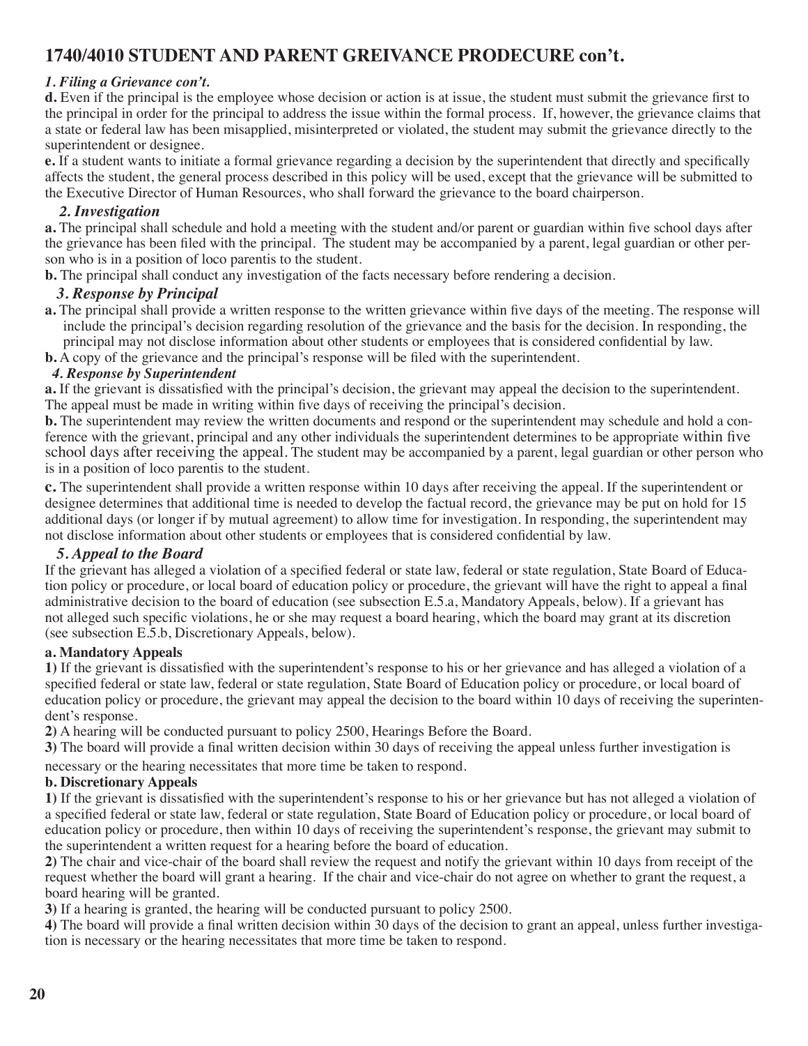## 1740/4010 STUDENT AND PARENT GREIVANCE PRODECURE con't.

### *1. Filing a Grievance con't.*

**d.** Even if the principal is the employee whose decision or action is at issue, the student must submit the grievance first to the principal in order for the principal to address the issue within the formal process. If, however, the grievance claims that a state or federal law has been misapplied, misinterpreted or violated, the student may submit the grievance directly to the superintendent or designee.

**e.** If a student wants to initiate a formal grievance regarding a decision by the superintendent that directly and specifically affects the student, the general process described in this policy will be used, except that the grievance will be submitted to the Executive Director of Human Resources, who shall forward the grievance to the board chairperson.

### *2. Investigation*

**a.** The principal shall schedule and hold a meeting with the student and/or parent or guardian within five school days after the grievance has been filed with the principal. The student may be accompanied by a parent, legal guardian or other person who is in a position of loco parentis to the student.

**b.** The principal shall conduct any investigation of the facts necessary before rendering a decision.

### *3. Response by Principal*

**a.** The principal shall provide a written response to the written grievance within five days of the meeting. The response will include the principal's decision regarding resolution of the grievance and the basis for the decision. In responding, the principal may not disclose information about other students or employees that is considered confidential by law.

**b.** A copy of the grievance and the principal's response will be filed with the superintendent.

### *4. Response by Superintendent*

**a.** If the grievant is dissatisfied with the principal's decision, the grievant may appeal the decision to the superintendent. The appeal must be made in writing within five days of receiving the principal's decision.

**b.** The superintendent may review the written documents and respond or the superintendent may schedule and hold a conference with the grievant, principal and any other individuals the superintendent determines to be appropriate within five school days after receiving the appeal. The student may be accompanied by a parent, legal guardian or other person who is in a position of loco parentis to the student.

**c.** The superintendent shall provide a written response within 10 days after receiving the appeal. If the superintendent or designee determines that additional time is needed to develop the factual record, the grievance may be put on hold for 15 additional days (or longer if by mutual agreement) to allow time for investigation. In responding, the superintendent may not disclose information about other students or employees that is considered confidential by law.

### *5. Appeal to the Board*

If the grievant has alleged a violation of a specified federal or state law, federal or state regulation, State Board of Education policy or procedure, or local board of education policy or procedure, the grievant will have the right to appeal a final administrative decision to the board of education (see subsection E.5.a, Mandatory Appeals, below). If a grievant has not alleged such specific violations, he or she may request a board hearing, which the board may grant at its discretion (see subsection E.5.b, Discretionary Appeals, below).

#### a. Mandatory Appeals

**1)** If the grievant is dissatisfied with the superintendent's response to his or her grievance and has alleged a violation of a specified federal or state law, federal or state regulation, State Board of Education policy or procedure, or local board of education policy or procedure, the grievant may appeal the decision to the board within 10 days of receiving the superintendent's response.

**2)** A hearing will be conducted pursuant to policy 2500, Hearings Before the Board.

**3)** The board will provide a final written decision within 30 days of receiving the appeal unless further investigation is necessary or the hearing necessitates that more time be taken to respond.

#### b. Discretionary Appeals

**1)** If the grievant is dissatisfied with the superintendent's response to his or her grievance but has not alleged a violation of a specified federal or state law, federal or state regulation, State Board of Education policy or procedure, or local board of education policy or procedure, then within 10 days of receiving the superintendent's response, the grievant may submit to the superintendent a written request for a hearing before the board of education.

**2)** The chair and vice-chair of the board shall review the request and notify the grievant within 10 days from receipt of the request whether the board will grant a hearing. If the chair and vice-chair do not agree on whether to grant the request, a board hearing will be granted.

**3)** If a hearing is granted, the hearing will be conducted pursuant to policy 2500.

**4)** The board will provide a final written decision within 30 days of the decision to grant an appeal, unless further investigation is necessary or the hearing necessitates that more time be taken to respond.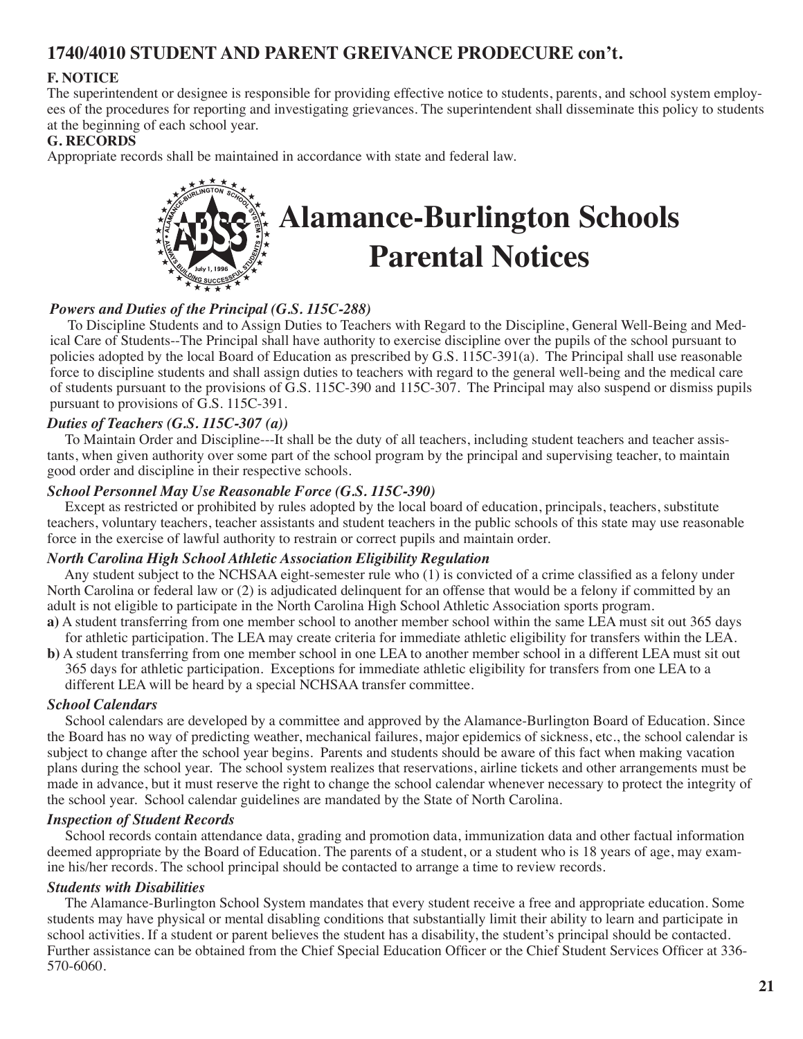## 1740/4010 STUDENT AND PARENT GREIVANCE PRODECURE con't.

**F. NOTICE**

The superintendent or designee is responsible for providing effective notice to students, parents, and school system employees of the procedures for reporting and investigating grievances. The superintendent shall disseminate this policy to students at the beginning of each school year.

**G. RECORDS**

Appropriate records shall be maintained in accordance with state and federal law.

# Alamance-Burlington Schools Parental Notices

### *Powers and Duties of the Principal (G.S. 115C-288)*

To Discipline Students and to Assign Duties to Teachers with Regard to the Discipline, General Well-Being and Medical Care of Students--The Principal shall have authority to exercise discipline over the pupils of the school pursuant to policies adopted by the local Board of Education as prescribed by G.S. 115C-391(a). The Principal shall use reasonable force to discipline students and shall assign duties to teachers with regard to the general well-being and the medical care of students pursuant to the provisions of G.S. 115C-390 and 115C-307. The Principal may also suspend or dismiss pupils pursuant to provisions of G.S. 115C-391.

### *Duties of Teachers (G.S. 115C-307 (a))*

To Maintain Order and Discipline---It shall be the duty of all teachers, including student teachers and teacher assistants, when given authority over some part of the school program by the principal and supervising teacher, to maintain good order and discipline in their respective schools.

### *School Personnel May Use Reasonable Force (G.S. 115C-390)*

Except as restricted or prohibited by rules adopted by the local board of education, principals, teachers, substitute teachers, voluntary teachers, teacher assistants and student teachers in the public schools of this state may use reasonable force in the exercise of lawful authority to restrain or correct pupils and maintain order.

### *North Carolina High School Athletic Association Eligibility Regulation*

Any student subject to the NCHSAA eight-semester rule who (1) is convicted of a crime classified as a felony under North Carolina or federal law or (2) is adjudicated delinquent for an offense that would be a felony if committed by an adult is not eligible to participate in the North Carolina High School Athletic Association sports program.

**a)** A student transferring from one member school to another member school within the same LEA must sit out 365 days for athletic participation. The LEA may create criteria for immediate athletic eligibility for transfers within the LEA.

**b)** A student transferring from one member school in one LEA to another member school in a different LEA must sit out 365 days for athletic participation. Exceptions for immediate athletic eligibility for transfers from one LEA to a different LEA will be heard by a special NCHSAA transfer committee.

### *School Calendars*

School calendars are developed by a committee and approved by the Alamance-Burlington Board of Education. Since the Board has no way of predicting weather, mechanical failures, major epidemics of sickness, etc., the school calendar is subject to change after the school year begins. Parents and students should be aware of this fact when making vacation plans during the school year. The school system realizes that reservations, airline tickets and other arrangements must be made in advance, but it must reserve the right to change the school calendar whenever necessary to protect the integrity of the school year. School calendar guidelines are mandated by the State of North Carolina.

### *Inspection of Student Records*

School records contain attendance data, grading and promotion data, immunization data and other factual information deemed appropriate by the Board of Education. The parents of a student, or a student who is 18 years of age, may examine his/her records. The school principal should be contacted to arrange a time to review records.

### *Students with Disabilities*

The Alamance-Burlington School System mandates that every student receive a free and appropriate education. Some students may have physical or mental disabling conditions that substantially limit their ability to learn and participate in school activities. If a student or parent believes the student has a disability, the student's principal should be contacted. Further assistance can be obtained from the Chief Special Education Officer or the Chief Student Services Officer at 336-570-6060.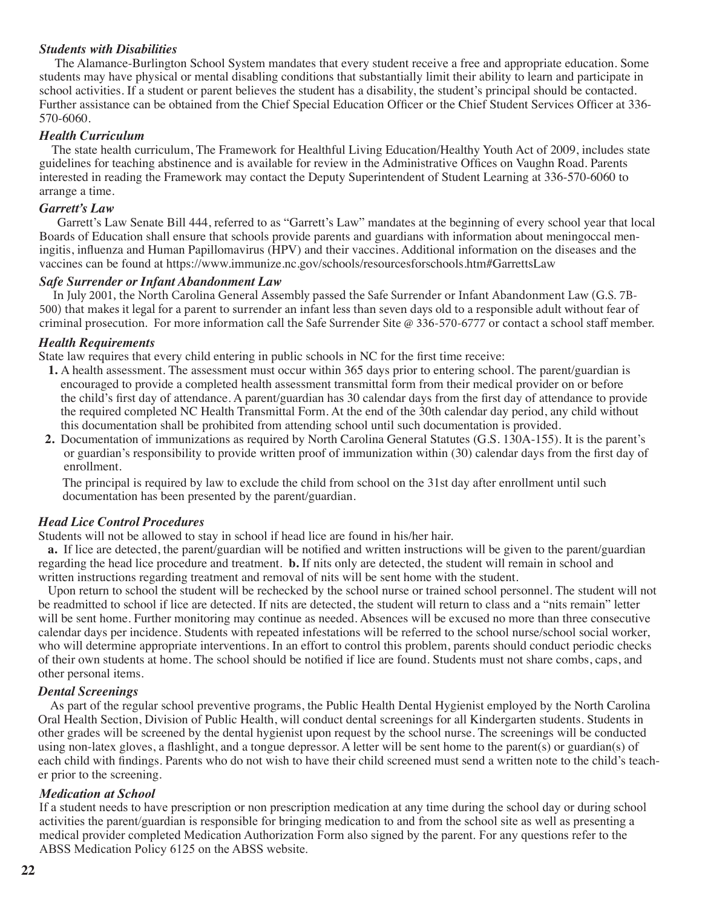### *Students with Disabilities*

The Alamance-Burlington School System mandates that every student receive a free and appropriate education. Some students may have physical or mental disabling conditions that substantially limit their ability to learn and participate in school activities. If a student or parent believes the student has a disability, the student's principal should be contacted. Further assistance can be obtained from the Chief Special Education Officer or the Chief Student Services Officer at 336-570-6060.

### *Health Curriculum*

The state health curriculum, The Framework for Healthful Living Education/Healthy Youth Act of 2009, includes state guidelines for teaching abstinence and is available for review in the Administrative Offices on Vaughn Road. Parents interested in reading the Framework may contact the Deputy Superintendent of Student Learning at 336-570-6060 to arrange a time.

### *Garrett's Law*

Garrett's Law Senate Bill 444, referred to as "Garrett's Law" mandates at the beginning of every school year that local Boards of Education shall ensure that schools provide parents and guardians with information about meningoccal meningitis, influenza and Human Papillomavirus (HPV) and their vaccines. Additional information on the diseases and the vaccines can be found at https://www.immunize.nc.gov/schools/resourcesforschools.htm#GarrettsLaw

### *Safe Surrender or Infant Abandonment Law*

In July 2001, the North Carolina General Assembly passed the Safe Surrender or Infant Abandonment Law (G.S. 7B-500) that makes it legal for a parent to surrender an infant less than seven days old to a responsible adult without fear of criminal prosecution. For more information call the Safe Surrender Site @ 336-570-6777 or contact a school staff member.

### *Health Requirements*

State law requires that every child entering in public schools in NC for the first time receive:

1. A health assessment. The assessment must occur within 365 days prior to entering school. The parent/guardian is encouraged to provide a completed health assessment transmittal form from their medical provider on or before the child's first day of attendance. A parent/guardian has 30 calendar days from the first day of attendance to provide the required completed NC Health Transmittal Form. At the end of the 30th calendar day period, any child without this documentation shall be prohibited from attending school until such documentation is provided.
2. Documentation of immunizations as required by North Carolina General Statutes (G.S. 130A-155). It is the parent's or guardian's responsibility to provide written proof of immunization within (30) calendar days from the first day of enrollment.

   The principal is required by law to exclude the child from school on the 31st day after enrollment until such documentation has been presented by the parent/guardian.

### *Head Lice Control Procedures*

Students will not be allowed to stay in school if head lice are found in his/her hair.

**a.** If lice are detected, the parent/guardian will be notified and written instructions will be given to the parent/guardian regarding the head lice procedure and treatment. **b.** If nits only are detected, the student will remain in school and written instructions regarding treatment and removal of nits will be sent home with the student.

Upon return to school the student will be rechecked by the school nurse or trained school personnel. The student will not be readmitted to school if lice are detected. If nits are detected, the student will return to class and a "nits remain" letter will be sent home. Further monitoring may continue as needed. Absences will be excused no more than three consecutive calendar days per incidence. Students with repeated infestations will be referred to the school nurse/school social worker, who will determine appropriate interventions. In an effort to control this problem, parents should conduct periodic checks of their own students at home. The school should be notified if lice are found. Students must not share combs, caps, and other personal items.

### *Dental Screenings*

As part of the regular school preventive programs, the Public Health Dental Hygienist employed by the North Carolina Oral Health Section, Division of Public Health, will conduct dental screenings for all Kindergarten students. Students in other grades will be screened by the dental hygienist upon request by the school nurse. The screenings will be conducted using non-latex gloves, a flashlight, and a tongue depressor. A letter will be sent home to the parent(s) or guardian(s) of each child with findings. Parents who do not wish to have their child screened must send a written note to the child's teacher prior to the screening.

### *Medication at School*

If a student needs to have prescription or non prescription medication at any time during the school day or during school activities the parent/guardian is responsible for bringing medication to and from the school site as well as presenting a medical provider completed Medication Authorization Form also signed by the parent. For any questions refer to the ABSS Medication Policy 6125 on the ABSS website.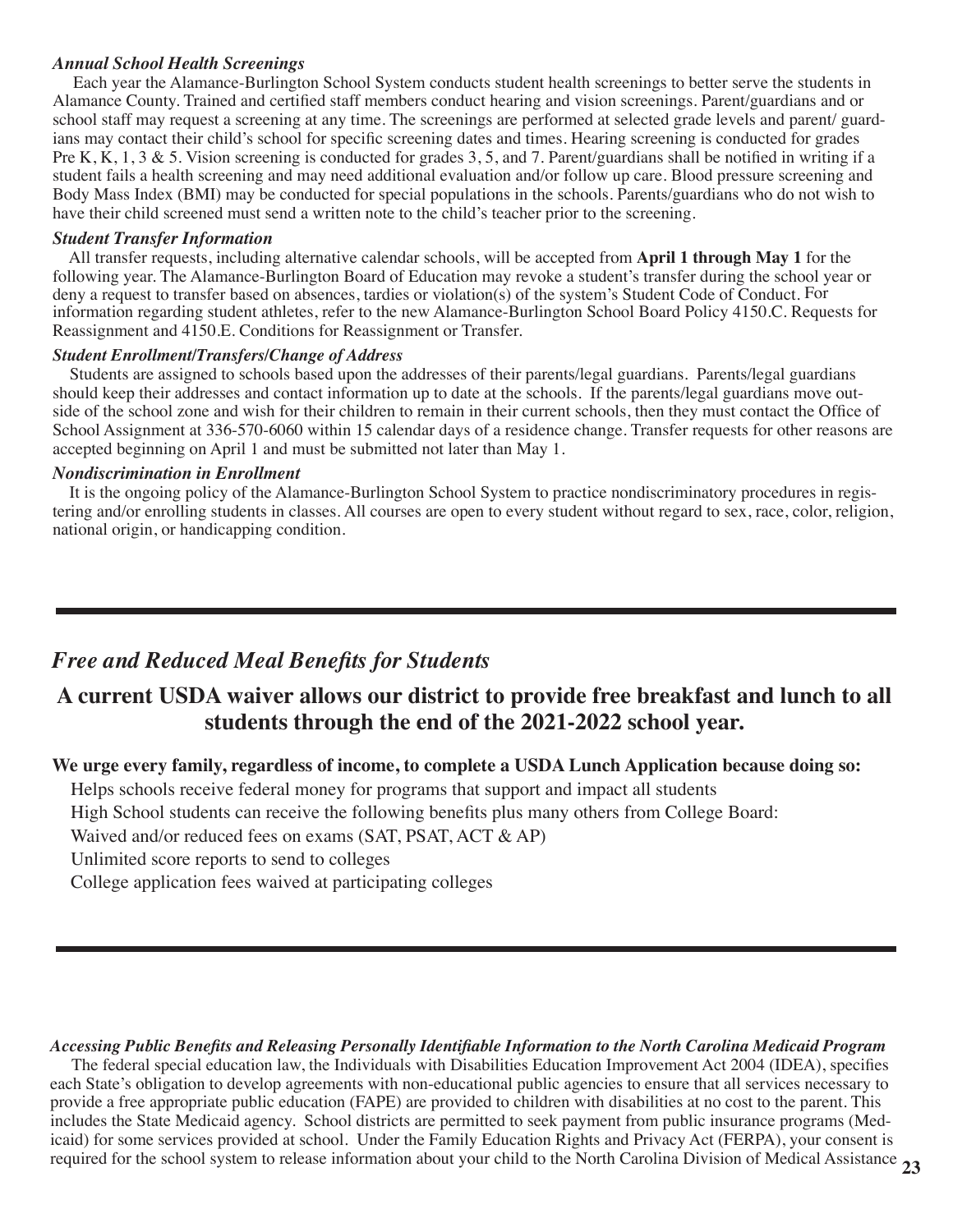### *Annual School Health Screenings*

Each year the Alamance-Burlington School System conducts student health screenings to better serve the students in Alamance County. Trained and certified staff members conduct hearing and vision screenings. Parent/guardians and or school staff may request a screening at any time. The screenings are performed at selected grade levels and parent/ guardians may contact their child's school for specific screening dates and times. Hearing screening is conducted for grades Pre K, K, 1, 3 & 5. Vision screening is conducted for grades 3, 5, and 7. Parent/guardians shall be notified in writing if a student fails a health screening and may need additional evaluation and/or follow up care. Blood pressure screening and Body Mass Index (BMI) may be conducted for special populations in the schools. Parents/guardians who do not wish to have their child screened must send a written note to the child's teacher prior to the screening.

### *Student Transfer Information*

All transfer requests, including alternative calendar schools, will be accepted from **April 1 through May 1** for the following year. The Alamance-Burlington Board of Education may revoke a student's transfer during the school year or deny a request to transfer based on absences, tardies or violation(s) of the system's Student Code of Conduct. For information regarding student athletes, refer to the new Alamance-Burlington School Board Policy 4150.C. Requests for Reassignment and 4150.E. Conditions for Reassignment or Transfer.

### *Student Enrollment/Transfers/Change of Address*

Students are assigned to schools based upon the addresses of their parents/legal guardians. Parents/legal guardians should keep their addresses and contact information up to date at the schools. If the parents/legal guardians move outside of the school zone and wish for their children to remain in their current schools, then they must contact the Office of School Assignment at 336-570-6060 within 15 calendar days of a residence change. Transfer requests for other reasons are accepted beginning on April 1 and must be submitted not later than May 1.

### *Nondiscrimination in Enrollment*

It is the ongoing policy of the Alamance-Burlington School System to practice nondiscriminatory procedures in registering and/or enrolling students in classes. All courses are open to every student without regard to sex, race, color, religion, national origin, or handicapping condition.

---

## *Free and Reduced Meal Benefits for Students*

**A current USDA waiver allows our district to provide free breakfast and lunch to all students through the end of the 2021-2022 school year.**

**We urge every family, regardless of income, to complete a USDA Lunch Application because doing so:**

Helps schools receive federal money for programs that support and impact all students

High School students can receive the following benefits plus many others from College Board:

Waived and/or reduced fees on exams (SAT, PSAT, ACT & AP)

Unlimited score reports to send to colleges

College application fees waived at participating colleges

---

### *Accessing Public Benefits and Releasing Personally Identifiable Information to the North Carolina Medicaid Program*

The federal special education law, the Individuals with Disabilities Education Improvement Act 2004 (IDEA), specifies each State's obligation to develop agreements with non-educational public agencies to ensure that all services necessary to provide a free appropriate public education (FAPE) are provided to children with disabilities at no cost to the parent. This includes the State Medicaid agency. School districts are permitted to seek payment from public insurance programs (Medicaid) for some services provided at school. Under the Family Education Rights and Privacy Act (FERPA), your consent is required for the school system to release information about your child to the North Carolina Division of Medical Assistance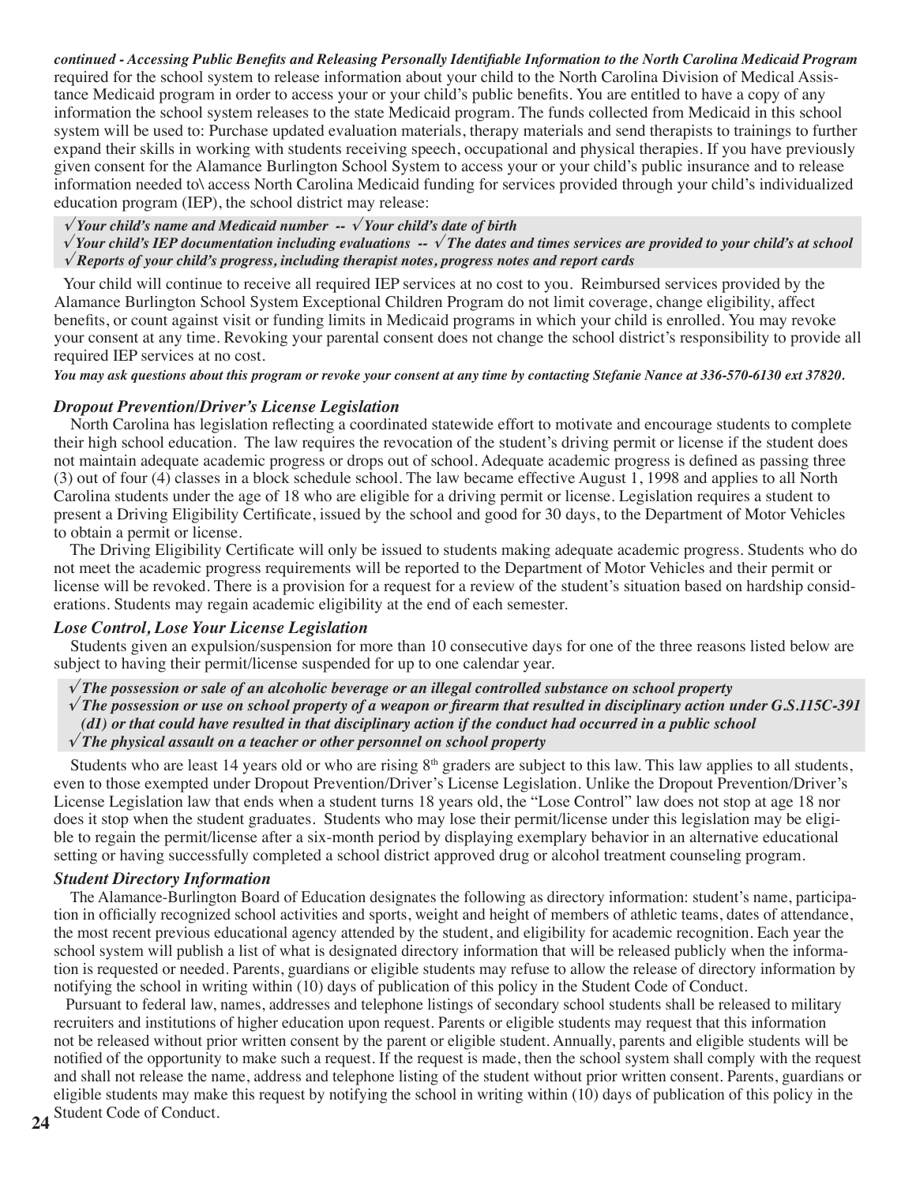***continued - Accessing Public Benefits and Releasing Personally Identifiable Information to the North Carolina Medicaid Program*** required for the school system to release information about your child to the North Carolina Division of Medical Assistance Medicaid program in order to access your or your child's public benefits. You are entitled to have a copy of any information the school system releases to the state Medicaid program. The funds collected from Medicaid in this school system will be used to: Purchase updated evaluation materials, therapy materials and send therapists to trainings to further expand their skills in working with students receiving speech, occupational and physical therapies. If you have previously given consent for the Alamance Burlington School System to access your or your child's public insurance and to release information needed to\ access North Carolina Medicaid funding for services provided through your child's individualized education program (IEP), the school district may release:

***√ Your child's name and Medicaid number -- √ Your child's date of birth***
***√ Your child's IEP documentation including evaluations -- √ The dates and times services are provided to your child's at school***
***√ Reports of your child's progress, including therapist notes, progress notes and report cards***

Your child will continue to receive all required IEP services at no cost to you. Reimbursed services provided by the Alamance Burlington School System Exceptional Children Program do not limit coverage, change eligibility, affect benefits, or count against visit or funding limits in Medicaid programs in which your child is enrolled. You may revoke your consent at any time. Revoking your parental consent does not change the school district's responsibility to provide all required IEP services at no cost.

***You may ask questions about this program or revoke your consent at any time by contacting Stefanie Nance at 336-570-6130 ext 37820.***

### *Dropout Prevention/Driver's License Legislation*

North Carolina has legislation reflecting a coordinated statewide effort to motivate and encourage students to complete their high school education. The law requires the revocation of the student's driving permit or license if the student does not maintain adequate academic progress or drops out of school. Adequate academic progress is defined as passing three (3) out of four (4) classes in a block schedule school. The law became effective August 1, 1998 and applies to all North Carolina students under the age of 18 who are eligible for a driving permit or license. Legislation requires a student to present a Driving Eligibility Certificate, issued by the school and good for 30 days, to the Department of Motor Vehicles to obtain a permit or license.

The Driving Eligibility Certificate will only be issued to students making adequate academic progress. Students who do not meet the academic progress requirements will be reported to the Department of Motor Vehicles and their permit or license will be revoked. There is a provision for a request for a review of the student's situation based on hardship considerations. Students may regain academic eligibility at the end of each semester.

### *Lose Control, Lose Your License Legislation*

Students given an expulsion/suspension for more than 10 consecutive days for one of the three reasons listed below are subject to having their permit/license suspended for up to one calendar year.

***√ The possession or sale of an alcoholic beverage or an illegal controlled substance on school property***
***√ The possession or use on school property of a weapon or firearm that resulted in disciplinary action under G.S.115C-391 (d1) or that could have resulted in that disciplinary action if the conduct had occurred in a public school***
***√ The physical assault on a teacher or other personnel on school property***

Students who are least 14 years old or who are rising 8th graders are subject to this law. This law applies to all students, even to those exempted under Dropout Prevention/Driver's License Legislation. Unlike the Dropout Prevention/Driver's License Legislation law that ends when a student turns 18 years old, the "Lose Control" law does not stop at age 18 nor does it stop when the student graduates. Students who may lose their permit/license under this legislation may be eligible to regain the permit/license after a six-month period by displaying exemplary behavior in an alternative educational setting or having successfully completed a school district approved drug or alcohol treatment counseling program.

### *Student Directory Information*

The Alamance-Burlington Board of Education designates the following as directory information: student's name, participation in officially recognized school activities and sports, weight and height of members of athletic teams, dates of attendance, the most recent previous educational agency attended by the student, and eligibility for academic recognition. Each year the school system will publish a list of what is designated directory information that will be released publicly when the information is requested or needed. Parents, guardians or eligible students may refuse to allow the release of directory information by notifying the school in writing within (10) days of publication of this policy in the Student Code of Conduct.

Pursuant to federal law, names, addresses and telephone listings of secondary school students shall be released to military recruiters and institutions of higher education upon request. Parents or eligible students may request that this information not be released without prior written consent by the parent or eligible student. Annually, parents and eligible students will be notified of the opportunity to make such a request. If the request is made, then the school system shall comply with the request and shall not release the name, address and telephone listing of the student without prior written consent. Parents, guardians or eligible students may make this request by notifying the school in writing within (10) days of publication of this policy in the Student Code of Conduct.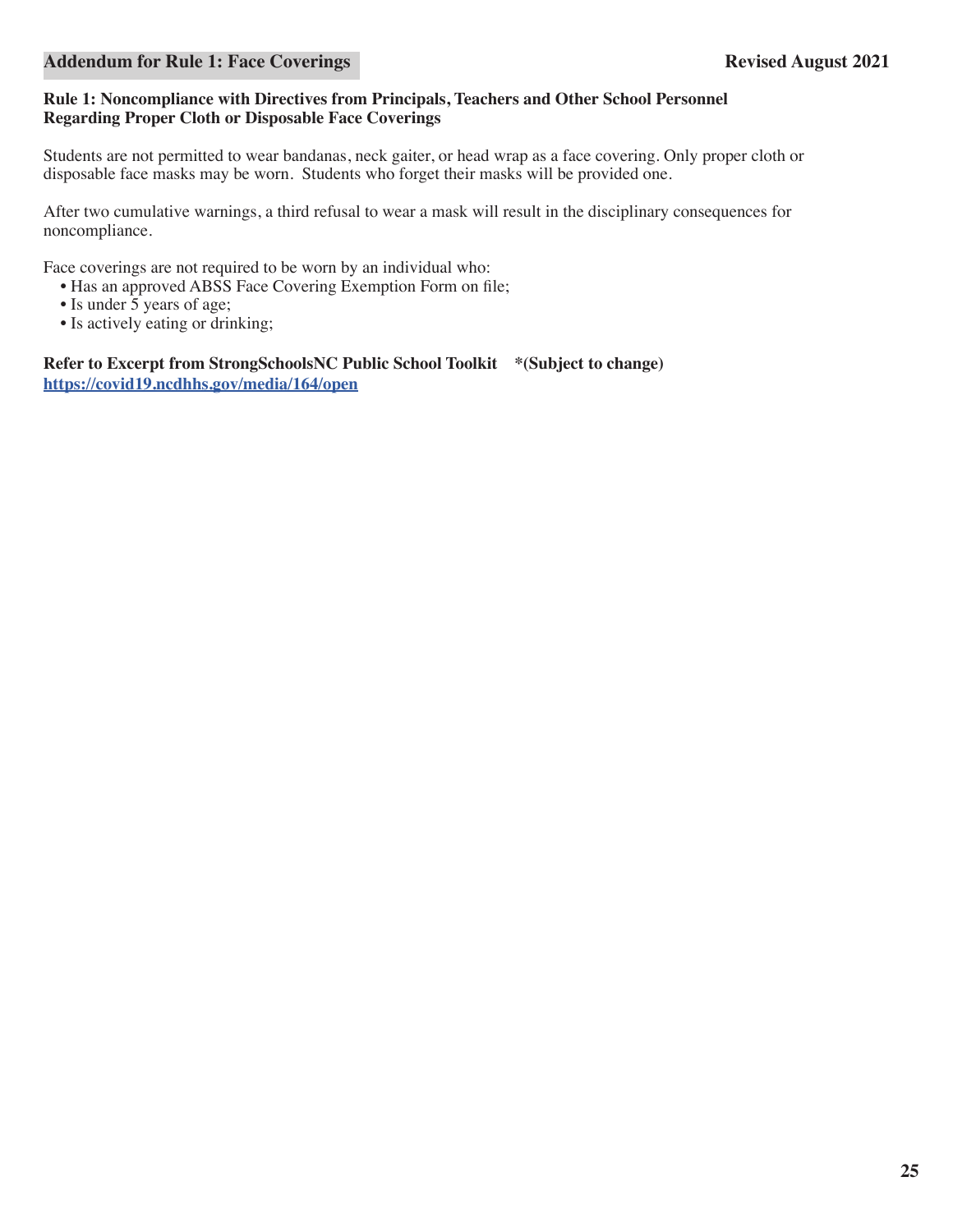## Addendum for Rule 1: Face Coverings

**Revised August 2021**

**Rule 1: Noncompliance with Directives from Principals, Teachers and Other School Personnel Regarding Proper Cloth or Disposable Face Coverings**

Students are not permitted to wear bandanas, neck gaiter, or head wrap as a face covering. Only proper cloth or disposable face masks may be worn. Students who forget their masks will be provided one.

After two cumulative warnings, a third refusal to wear a mask will result in the disciplinary consequences for noncompliance.

Face coverings are not required to be worn by an individual who:

- Has an approved ABSS Face Covering Exemption Form on file;
- Is under 5 years of age;
- Is actively eating or drinking;

**Refer to Excerpt from StrongSchoolsNC Public School Toolkit *(Subject to change)**
**https://covid19.ncdhhs.gov/media/164/open**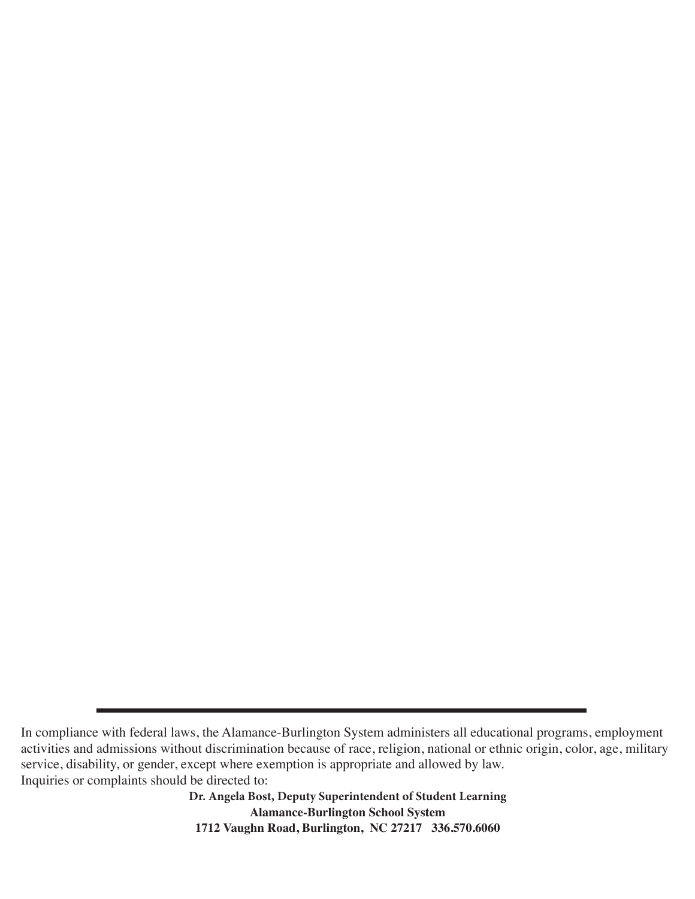---

In compliance with federal laws, the Alamance-Burlington System administers all educational programs, employment activities and admissions without discrimination because of race, religion, national or ethnic origin, color, age, military service, disability, or gender, except where exemption is appropriate and allowed by law.
Inquiries or complaints should be directed to:

**Dr. Angela Bost, Deputy Superintendent of Student Learning**
**Alamance-Burlington School System**
**1712 Vaughn Road, Burlington, NC 27217 336.570.6060**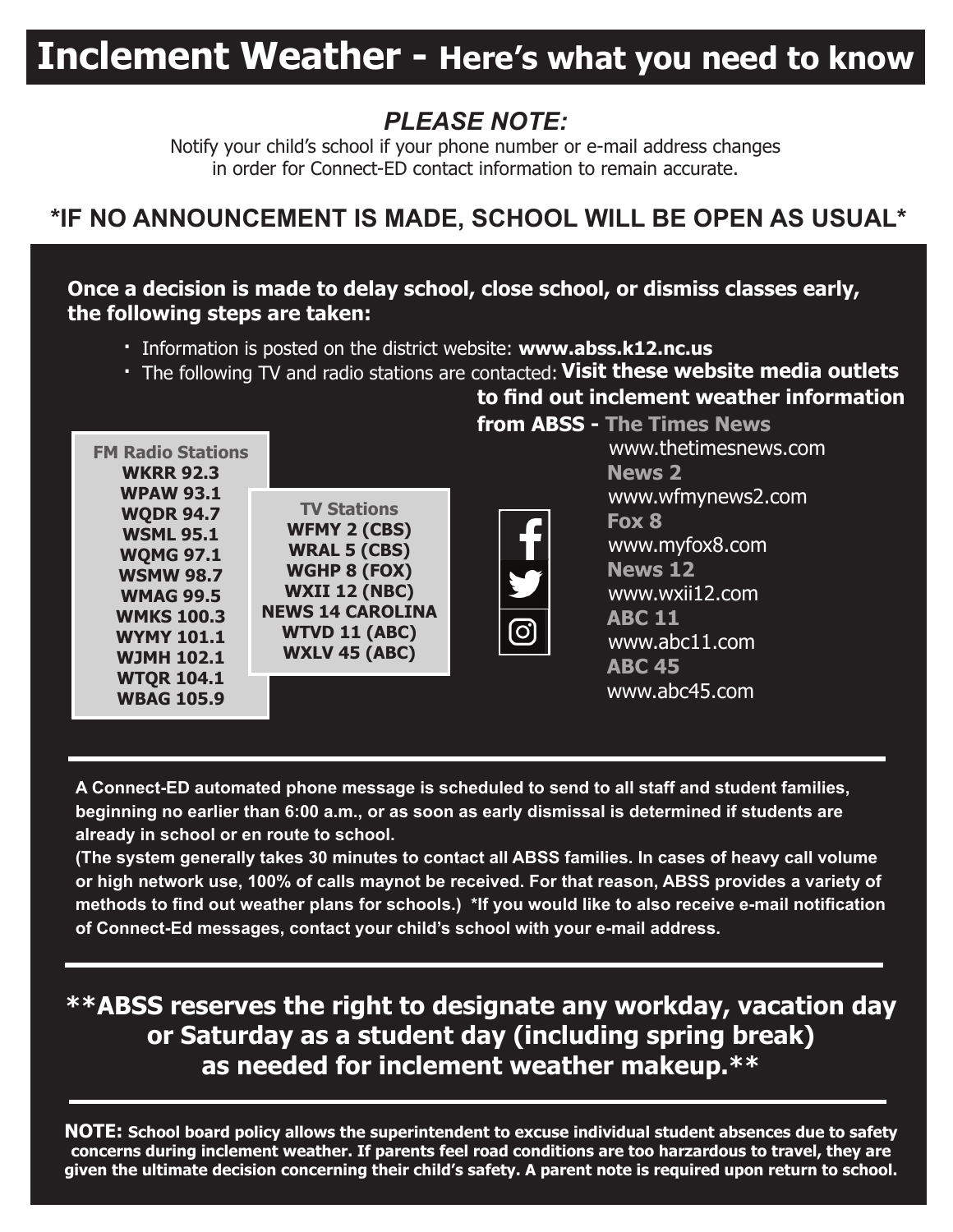# Inclement Weather - Here's what you need to know

***PLEASE NOTE:***

Notify your child's school if your phone number or e-mail address changes in order for Connect-ED contact information to remain accurate.

## \*IF NO ANNOUNCEMENT IS MADE, SCHOOL WILL BE OPEN AS USUAL\*

**Once a decision is made to delay school, close school, or dismiss classes early, the following steps are taken:**

- Information is posted on the district website: **www.abss.k12.nc.us**
- The following TV and radio stations are contacted:

**FM Radio Stations**

**WKRR 92.3**
**WPAW 93.1**
**WQDR 94.7**
**WSML 95.1**
**WQMG 97.1**
**WSMW 98.7**
**WMAG 99.5**
**WMKS 100.3**
**WYMY 101.1**
**WJMH 102.1**
**WTQR 104.1**
**WBAG 105.9**

**TV Stations**

**WFMY 2 (CBS)**
**WRAL 5 (CBS)**
**WGHP 8 (FOX)**
**WXII 12 (NBC)**
**NEWS 14 CAROLINA**
**WTVD 11 (ABC)**
**WXLV 45 (ABC)**

**Visit these website media outlets to find out inclement weather information from ABSS - The Times News**
www.thetimesnews.com
**News 2**
www.wfmynews2.com
**Fox 8**
www.myfox8.com
**News 12**
www.wxii12.com
**ABC 11**
www.abc11.com
**ABC 45**
www.abc45.com

---

**A Connect-ED automated phone message is scheduled to send to all staff and student families, beginning no earlier than 6:00 a.m., or as soon as early dismissal is determined if students are already in school or en route to school.**
**(The system generally takes 30 minutes to contact all ABSS families. In cases of heavy call volume or high network use, 100% of calls maynot be received. For that reason, ABSS provides a variety of methods to find out weather plans for schools.) \*If you would like to also receive e-mail notification of Connect-Ed messages, contact your child's school with your e-mail address.**

---

**\*\*ABSS reserves the right to designate any workday, vacation day or Saturday as a student day (including spring break) as needed for inclement weather makeup.\*\***

---

**NOTE: School board policy allows the superintendent to excuse individual student absences due to safety concerns during inclement weather. If parents feel road conditions are too harzardous to travel, they are given the ultimate decision concerning their child's safety. A parent note is required upon return to school.**